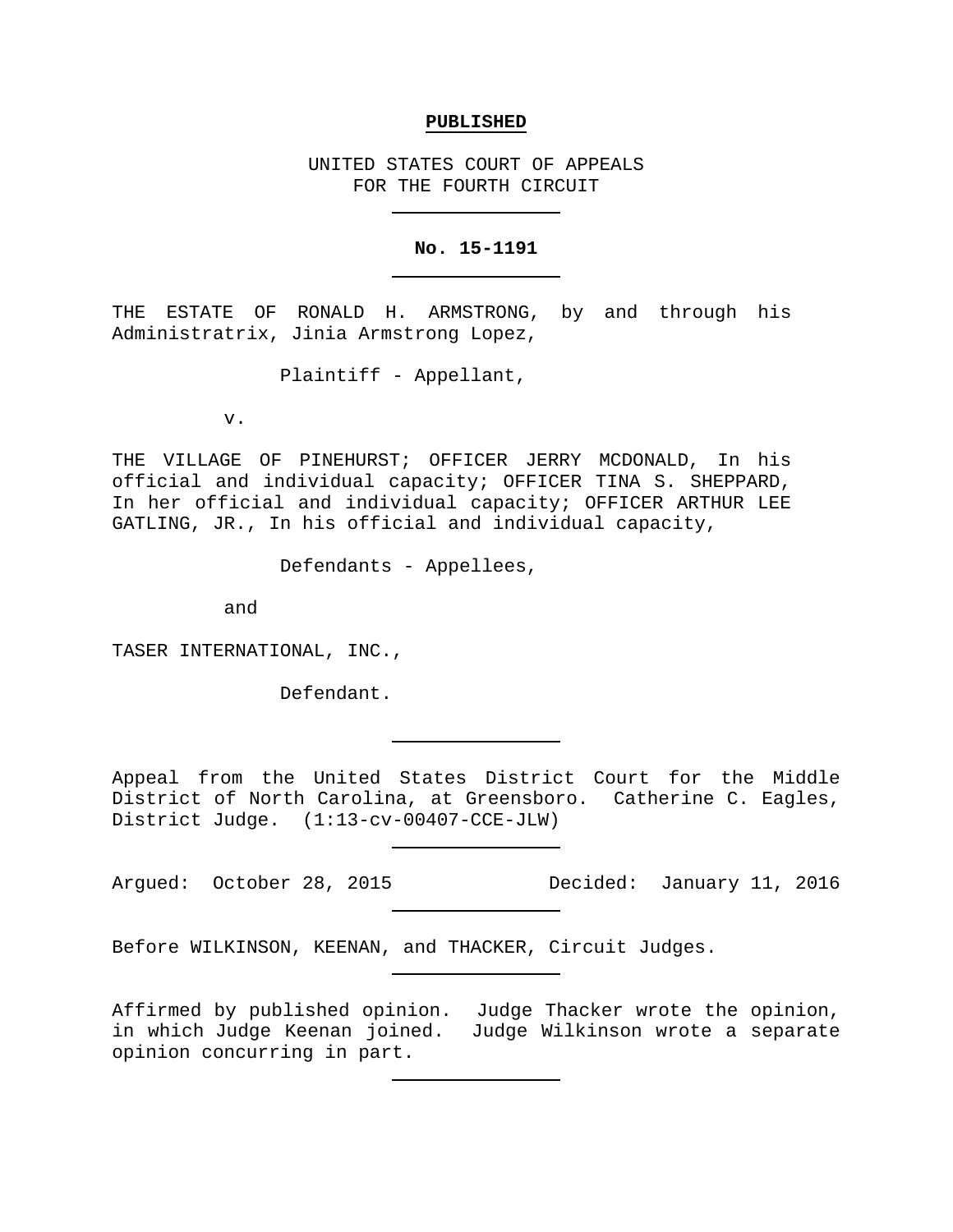**PUBLISHED**

UNITED STATES COURT OF APPEALS
FOR THE FOURTH CIRCUIT

---

**No. 15-1191**

---

THE ESTATE OF RONALD H. ARMSTRONG, by and through his Administratrix, Jinia Armstrong Lopez,

Plaintiff - Appellant,

v.

THE VILLAGE OF PINEHURST; OFFICER JERRY MCDONALD, In his official and individual capacity; OFFICER TINA S. SHEPPARD, In her official and individual capacity; OFFICER ARTHUR LEE GATLING, JR., In his official and individual capacity,

Defendants - Appellees,

and

TASER INTERNATIONAL, INC.,

Defendant.

---

Appeal from the United States District Court for the Middle District of North Carolina, at Greensboro. Catherine C. Eagles, District Judge. (1:13-cv-00407-CCE-JLW)

---

Argued: October 28, 2015 Decided: January 11, 2016

---

Before WILKINSON, KEENAN, and THACKER, Circuit Judges.

---

Affirmed by published opinion. Judge Thacker wrote the opinion, in which Judge Keenan joined. Judge Wilkinson wrote a separate opinion concurring in part.

---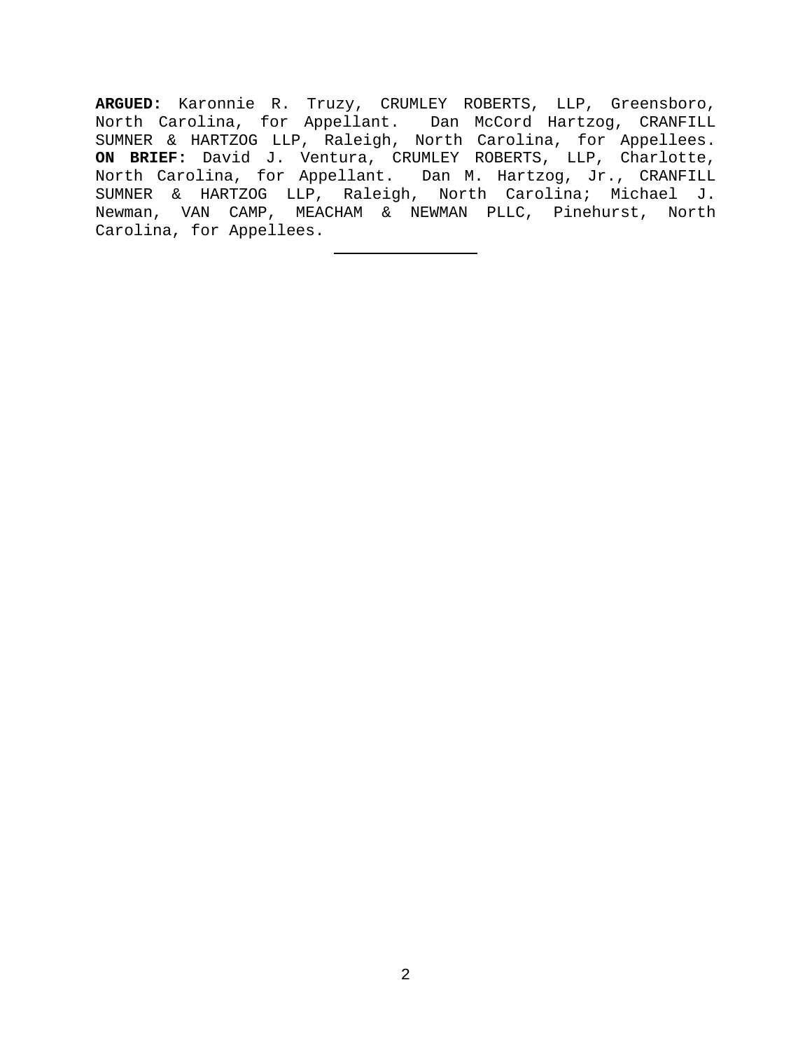**ARGUED:** Karonnie R. Truzy, CRUMLEY ROBERTS, LLP, Greensboro, North Carolina, for Appellant. Dan McCord Hartzog, CRANFILL SUMNER & HARTZOG LLP, Raleigh, North Carolina, for Appellees. **ON BRIEF:** David J. Ventura, CRUMLEY ROBERTS, LLP, Charlotte, North Carolina, for Appellant. Dan M. Hartzog, Jr., CRANFILL SUMNER & HARTZOG LLP, Raleigh, North Carolina; Michael J. Newman, VAN CAMP, MEACHAM & NEWMAN PLLC, Pinehurst, North Carolina, for Appellees.

---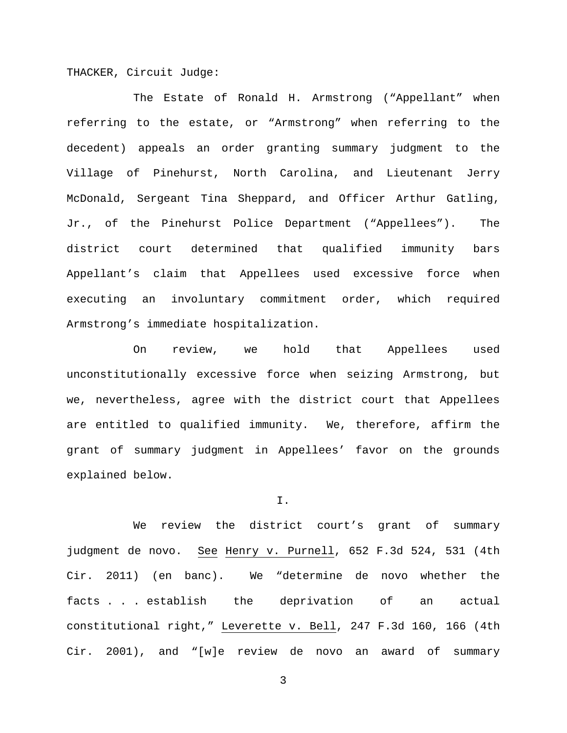THACKER, Circuit Judge:

The Estate of Ronald H. Armstrong ("Appellant" when referring to the estate, or "Armstrong" when referring to the decedent) appeals an order granting summary judgment to the Village of Pinehurst, North Carolina, and Lieutenant Jerry McDonald, Sergeant Tina Sheppard, and Officer Arthur Gatling, Jr., of the Pinehurst Police Department ("Appellees"). The district court determined that qualified immunity bars Appellant's claim that Appellees used excessive force when executing an involuntary commitment order, which required Armstrong's immediate hospitalization.

On review, we hold that Appellees used unconstitutionally excessive force when seizing Armstrong, but we, nevertheless, agree with the district court that Appellees are entitled to qualified immunity. We, therefore, affirm the grant of summary judgment in Appellees' favor on the grounds explained below.

## I.

We review the district court's grant of summary judgment de novo. See Henry v. Purnell, 652 F.3d 524, 531 (4th Cir. 2011) (en banc). We "determine de novo whether the facts . . . establish the deprivation of an actual constitutional right," Leverette v. Bell, 247 F.3d 160, 166 (4th Cir. 2001), and "[w]e review de novo an award of summary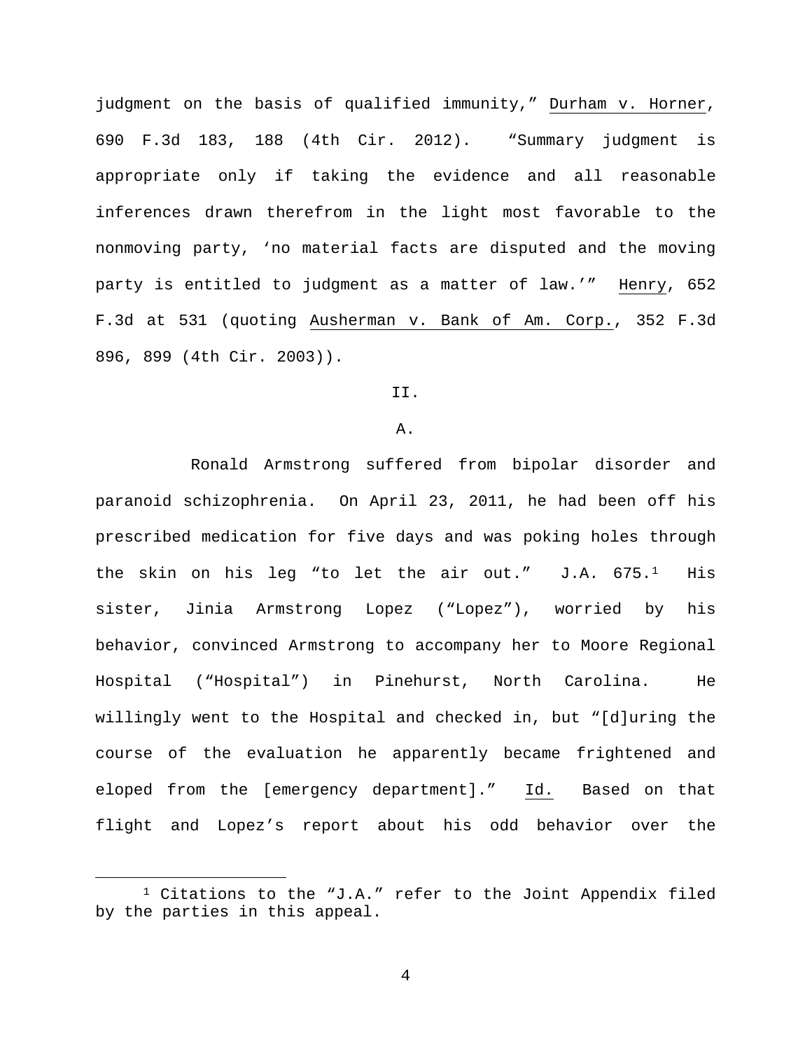judgment on the basis of qualified immunity," Durham v. Horner, 690 F.3d 183, 188 (4th Cir. 2012). "Summary judgment is appropriate only if taking the evidence and all reasonable inferences drawn therefrom in the light most favorable to the nonmoving party, 'no material facts are disputed and the moving party is entitled to judgment as a matter of law.'" Henry, 652 F.3d at 531 (quoting Ausherman v. Bank of Am. Corp., 352 F.3d 896, 899 (4th Cir. 2003)).

## II.

### A.

Ronald Armstrong suffered from bipolar disorder and paranoid schizophrenia. On April 23, 2011, he had been off his prescribed medication for five days and was poking holes through the skin on his leg "to let the air out." J.A. 675.[1] His sister, Jinia Armstrong Lopez ("Lopez"), worried by his behavior, convinced Armstrong to accompany her to Moore Regional Hospital ("Hospital") in Pinehurst, North Carolina. He willingly went to the Hospital and checked in, but "[d]uring the course of the evaluation he apparently became frightened and eloped from the [emergency department]." Id. Based on that flight and Lopez's report about his odd behavior over the

[1] Citations to the "J.A." refer to the Joint Appendix filed by the parties in this appeal.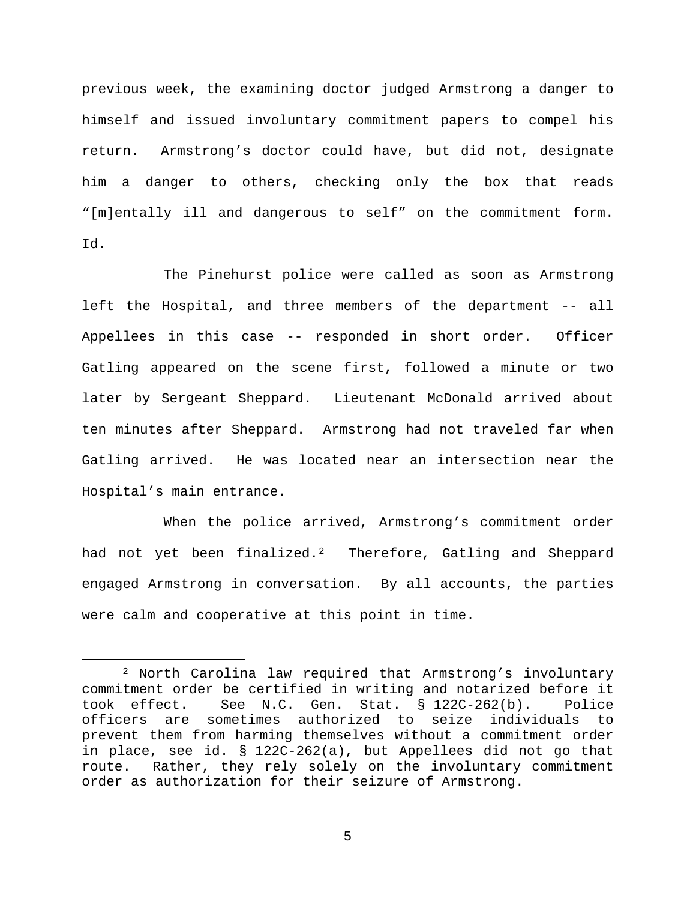previous week, the examining doctor judged Armstrong a danger to himself and issued involuntary commitment papers to compel his return. Armstrong's doctor could have, but did not, designate him a danger to others, checking only the box that reads "[m]entally ill and dangerous to self" on the commitment form. Id.

The Pinehurst police were called as soon as Armstrong left the Hospital, and three members of the department -- all Appellees in this case -- responded in short order. Officer Gatling appeared on the scene first, followed a minute or two later by Sergeant Sheppard. Lieutenant McDonald arrived about ten minutes after Sheppard. Armstrong had not traveled far when Gatling arrived. He was located near an intersection near the Hospital's main entrance.

When the police arrived, Armstrong's commitment order had not yet been finalized.[2] Therefore, Gatling and Sheppard engaged Armstrong in conversation. By all accounts, the parties were calm and cooperative at this point in time.

---

[2] North Carolina law required that Armstrong's involuntary commitment order be certified in writing and notarized before it took effect. See N.C. Gen. Stat. § 122C-262(b). Police officers are sometimes authorized to seize individuals to prevent them from harming themselves without a commitment order in place, see id. § 122C-262(a), but Appellees did not go that route. Rather, they rely solely on the involuntary commitment order as authorization for their seizure of Armstrong.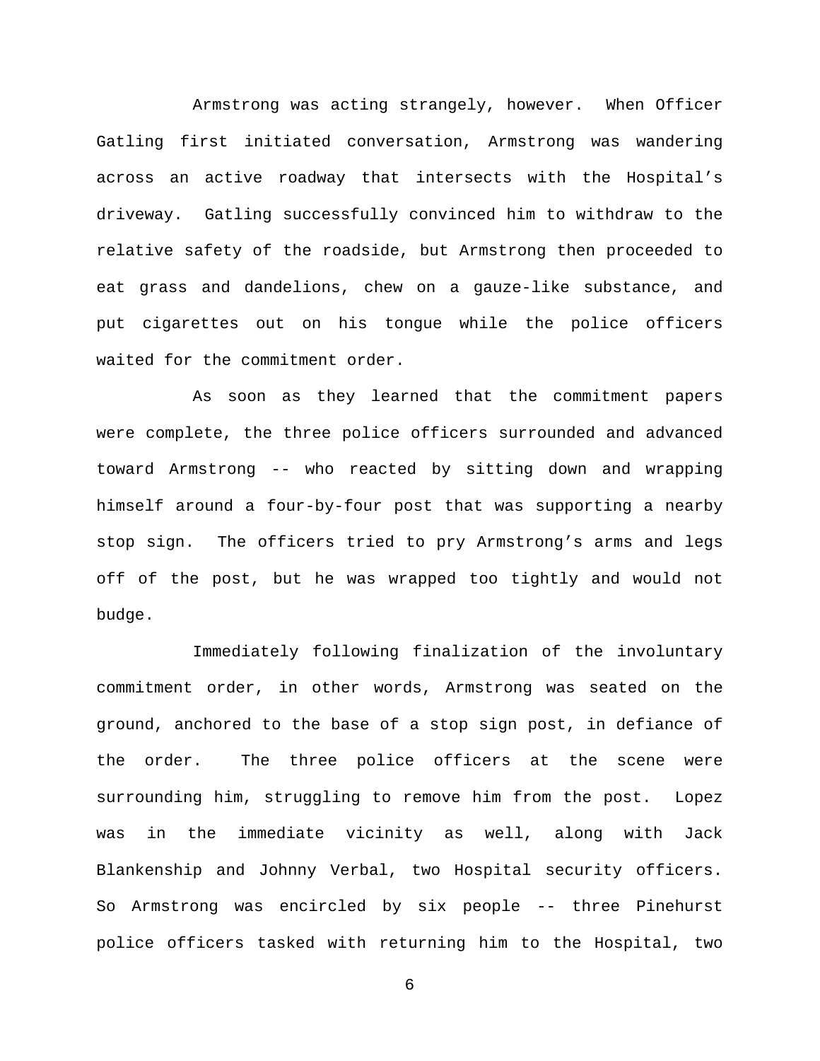Armstrong was acting strangely, however. When Officer Gatling first initiated conversation, Armstrong was wandering across an active roadway that intersects with the Hospital's driveway. Gatling successfully convinced him to withdraw to the relative safety of the roadside, but Armstrong then proceeded to eat grass and dandelions, chew on a gauze-like substance, and put cigarettes out on his tongue while the police officers waited for the commitment order.

As soon as they learned that the commitment papers were complete, the three police officers surrounded and advanced toward Armstrong -- who reacted by sitting down and wrapping himself around a four-by-four post that was supporting a nearby stop sign. The officers tried to pry Armstrong's arms and legs off of the post, but he was wrapped too tightly and would not budge.

Immediately following finalization of the involuntary commitment order, in other words, Armstrong was seated on the ground, anchored to the base of a stop sign post, in defiance of the order. The three police officers at the scene were surrounding him, struggling to remove him from the post. Lopez was in the immediate vicinity as well, along with Jack Blankenship and Johnny Verbal, two Hospital security officers. So Armstrong was encircled by six people -- three Pinehurst police officers tasked with returning him to the Hospital, two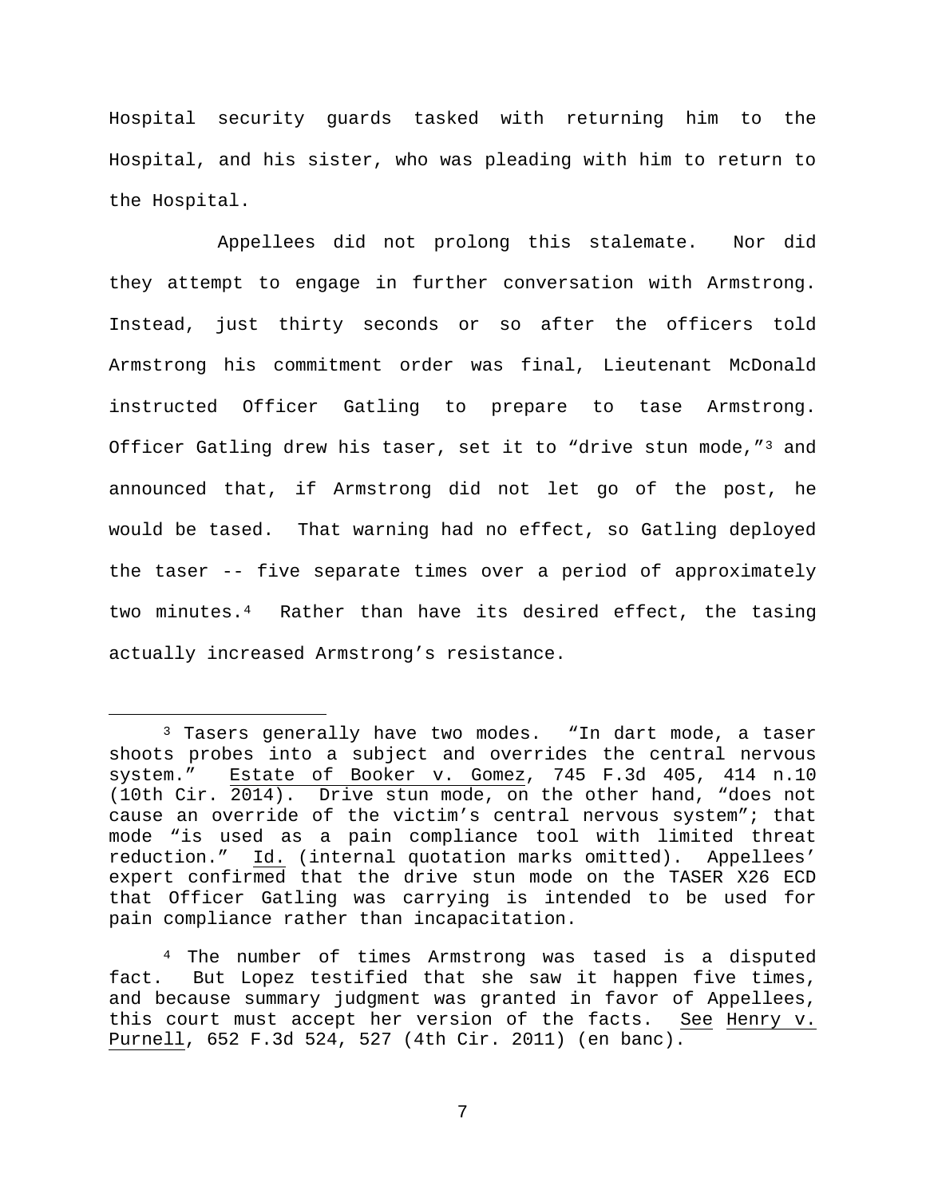Hospital security guards tasked with returning him to the Hospital, and his sister, who was pleading with him to return to the Hospital.

Appellees did not prolong this stalemate. Nor did they attempt to engage in further conversation with Armstrong. Instead, just thirty seconds or so after the officers told Armstrong his commitment order was final, Lieutenant McDonald instructed Officer Gatling to prepare to tase Armstrong. Officer Gatling drew his taser, set it to "drive stun mode,"[3] and announced that, if Armstrong did not let go of the post, he would be tased. That warning had no effect, so Gatling deployed the taser -- five separate times over a period of approximately two minutes.[4] Rather than have its desired effect, the tasing actually increased Armstrong's resistance.

---

[3] Tasers generally have two modes. "In dart mode, a taser shoots probes into a subject and overrides the central nervous system." Estate of Booker v. Gomez, 745 F.3d 405, 414 n.10 (10th Cir. 2014). Drive stun mode, on the other hand, "does not cause an override of the victim's central nervous system"; that mode "is used as a pain compliance tool with limited threat reduction." Id. (internal quotation marks omitted). Appellees' expert confirmed that the drive stun mode on the TASER X26 ECD that Officer Gatling was carrying is intended to be used for pain compliance rather than incapacitation.

[4] The number of times Armstrong was tased is a disputed fact. But Lopez testified that she saw it happen five times, and because summary judgment was granted in favor of Appellees, this court must accept her version of the facts. See Henry v. Purnell, 652 F.3d 524, 527 (4th Cir. 2011) (en banc).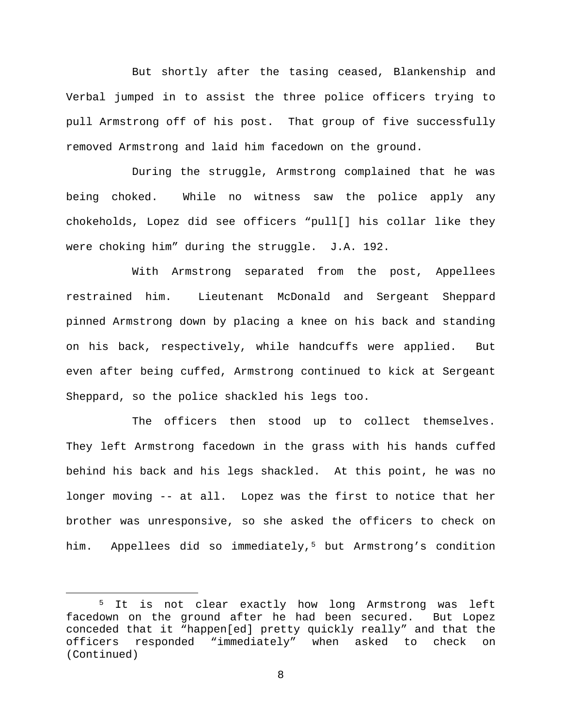But shortly after the tasing ceased, Blankenship and Verbal jumped in to assist the three police officers trying to pull Armstrong off of his post. That group of five successfully removed Armstrong and laid him facedown on the ground.

During the struggle, Armstrong complained that he was being choked. While no witness saw the police apply any chokeholds, Lopez did see officers "pull[] his collar like they were choking him" during the struggle. J.A. 192.

With Armstrong separated from the post, Appellees restrained him. Lieutenant McDonald and Sergeant Sheppard pinned Armstrong down by placing a knee on his back and standing on his back, respectively, while handcuffs were applied. But even after being cuffed, Armstrong continued to kick at Sergeant Sheppard, so the police shackled his legs too.

The officers then stood up to collect themselves. They left Armstrong facedown in the grass with his hands cuffed behind his back and his legs shackled. At this point, he was no longer moving -- at all. Lopez was the first to notice that her brother was unresponsive, so she asked the officers to check on him. Appellees did so immediately,[5] but Armstrong's condition

---

[5] It is not clear exactly how long Armstrong was left facedown on the ground after he had been secured. But Lopez conceded that it "happen[ed] pretty quickly really" and that the officers responded "immediately" when asked to check on (Continued)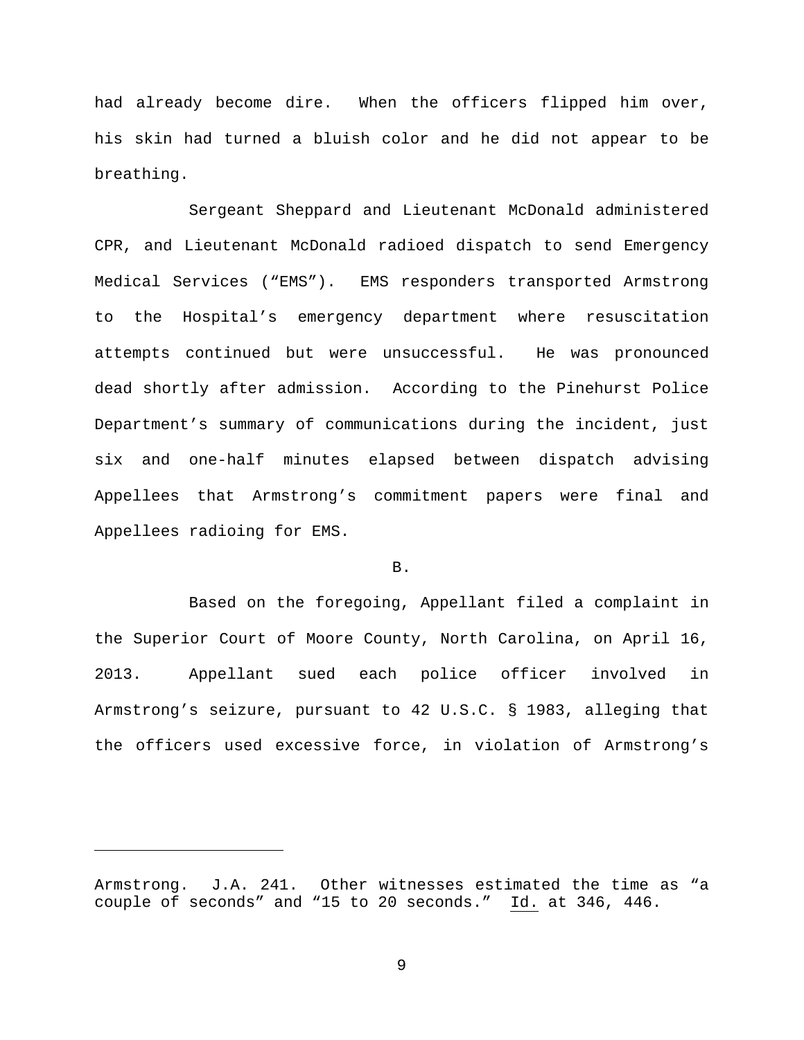had already become dire. When the officers flipped him over, his skin had turned a bluish color and he did not appear to be breathing.

Sergeant Sheppard and Lieutenant McDonald administered CPR, and Lieutenant McDonald radioed dispatch to send Emergency Medical Services ("EMS"). EMS responders transported Armstrong to the Hospital's emergency department where resuscitation attempts continued but were unsuccessful. He was pronounced dead shortly after admission. According to the Pinehurst Police Department's summary of communications during the incident, just six and one-half minutes elapsed between dispatch advising Appellees that Armstrong's commitment papers were final and Appellees radioing for EMS.

B.

Based on the foregoing, Appellant filed a complaint in the Superior Court of Moore County, North Carolina, on April 16, 2013. Appellant sued each police officer involved in Armstrong's seizure, pursuant to 42 U.S.C. § 1983, alleging that the officers used excessive force, in violation of Armstrong's

---

Armstrong. J.A. 241. Other witnesses estimated the time as "a couple of seconds" and "15 to 20 seconds." Id. at 346, 446.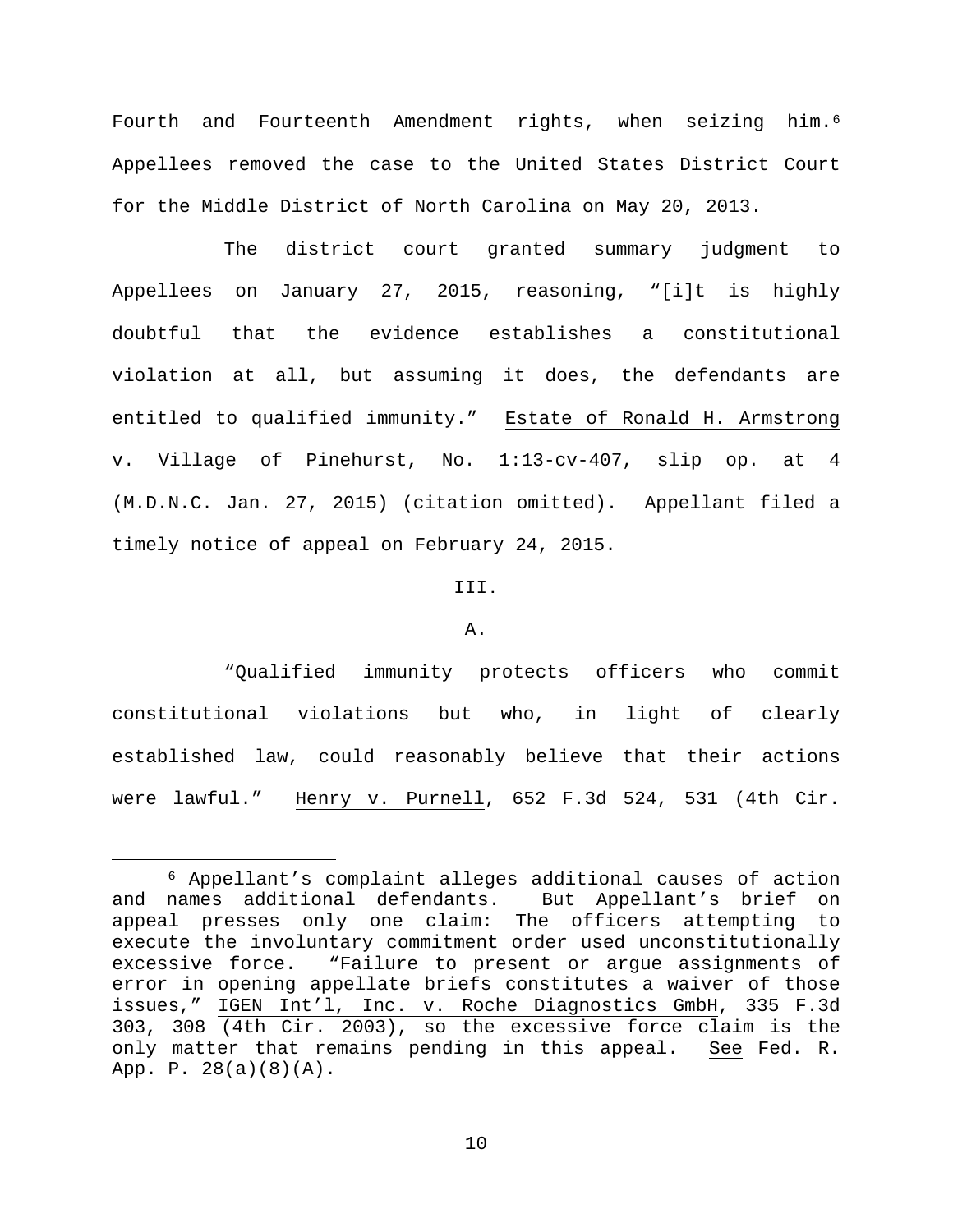Fourth and Fourteenth Amendment rights, when seizing him.[6] Appellees removed the case to the United States District Court for the Middle District of North Carolina on May 20, 2013.

The district court granted summary judgment to Appellees on January 27, 2015, reasoning, "[i]t is highly doubtful that the evidence establishes a constitutional violation at all, but assuming it does, the defendants are entitled to qualified immunity." Estate of Ronald H. Armstrong v. Village of Pinehurst, No. 1:13-cv-407, slip op. at 4 (M.D.N.C. Jan. 27, 2015) (citation omitted). Appellant filed a timely notice of appeal on February 24, 2015.

## III.

### A.

"Qualified immunity protects officers who commit constitutional violations but who, in light of clearly established law, could reasonably believe that their actions were lawful." Henry v. Purnell, 652 F.3d 524, 531 (4th Cir.

---

[6] Appellant's complaint alleges additional causes of action and names additional defendants. But Appellant's brief on appeal presses only one claim: The officers attempting to execute the involuntary commitment order used unconstitutionally excessive force. "Failure to present or argue assignments of error in opening appellate briefs constitutes a waiver of those issues," IGEN Int'l, Inc. v. Roche Diagnostics GmbH, 335 F.3d 303, 308 (4th Cir. 2003), so the excessive force claim is the only matter that remains pending in this appeal. See Fed. R. App. P. 28(a)(8)(A).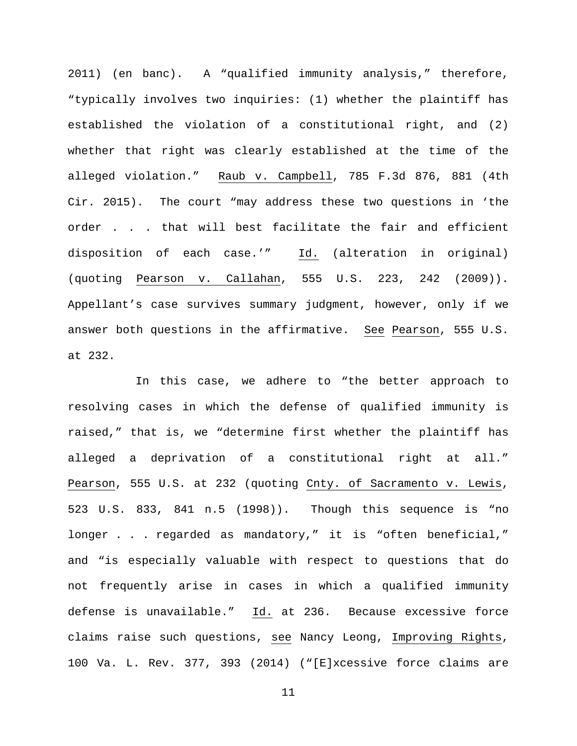2011) (en banc). A "qualified immunity analysis," therefore, "typically involves two inquiries: (1) whether the plaintiff has established the violation of a constitutional right, and (2) whether that right was clearly established at the time of the alleged violation." Raub v. Campbell, 785 F.3d 876, 881 (4th Cir. 2015). The court "may address these two questions in 'the order . . . that will best facilitate the fair and efficient disposition of each case.'" Id. (alteration in original) (quoting Pearson v. Callahan, 555 U.S. 223, 242 (2009)). Appellant's case survives summary judgment, however, only if we answer both questions in the affirmative. See Pearson, 555 U.S. at 232.

In this case, we adhere to "the better approach to resolving cases in which the defense of qualified immunity is raised," that is, we "determine first whether the plaintiff has alleged a deprivation of a constitutional right at all." Pearson, 555 U.S. at 232 (quoting Cnty. of Sacramento v. Lewis, 523 U.S. 833, 841 n.5 (1998)). Though this sequence is "no longer . . . regarded as mandatory," it is "often beneficial," and "is especially valuable with respect to questions that do not frequently arise in cases in which a qualified immunity defense is unavailable." Id. at 236. Because excessive force claims raise such questions, see Nancy Leong, Improving Rights, 100 Va. L. Rev. 377, 393 (2014) ("[E]xcessive force claims are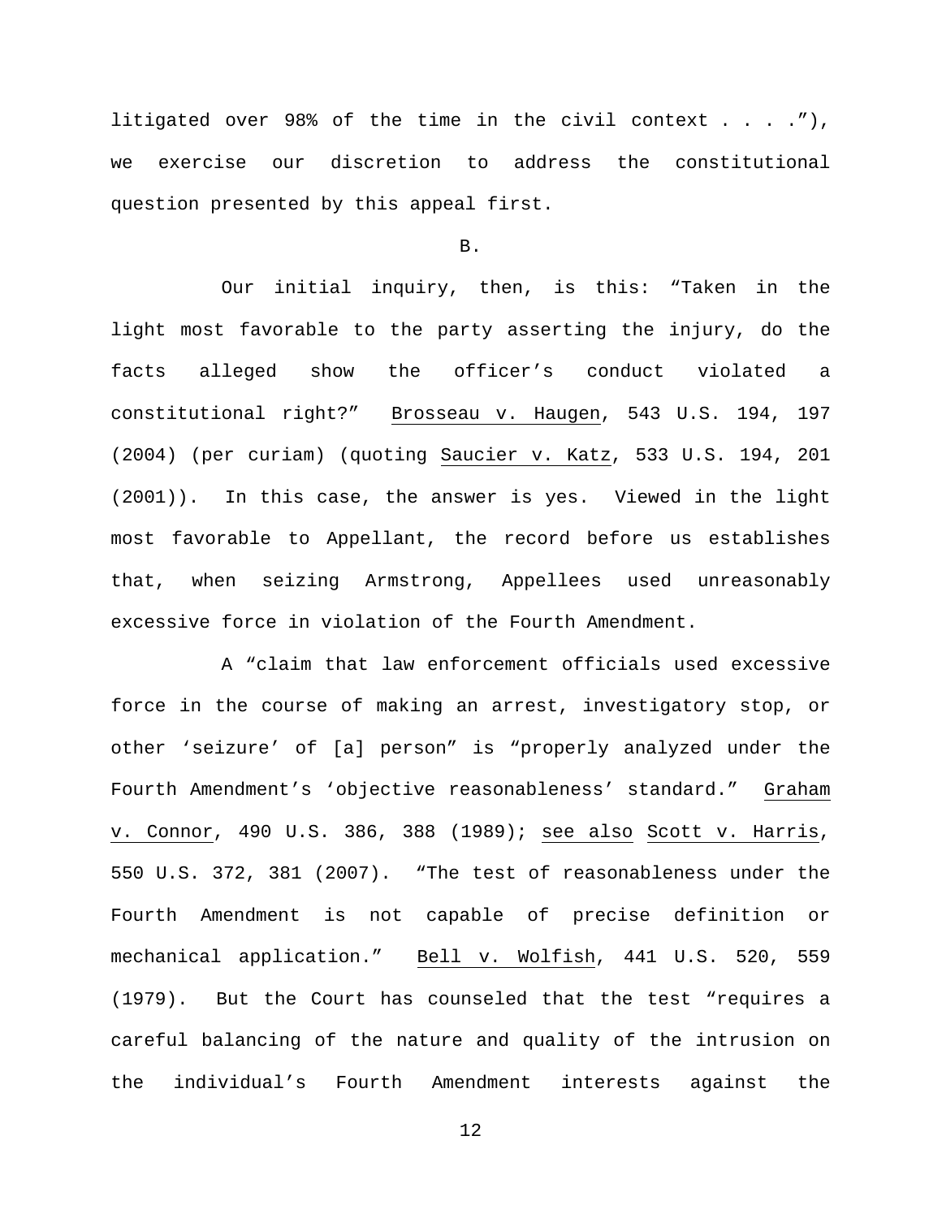litigated over 98% of the time in the civil context . . . ."), we exercise our discretion to address the constitutional question presented by this appeal first.

B.

Our initial inquiry, then, is this: "Taken in the light most favorable to the party asserting the injury, do the facts alleged show the officer's conduct violated a constitutional right?" Brosseau v. Haugen, 543 U.S. 194, 197 (2004) (per curiam) (quoting Saucier v. Katz, 533 U.S. 194, 201 (2001)). In this case, the answer is yes. Viewed in the light most favorable to Appellant, the record before us establishes that, when seizing Armstrong, Appellees used unreasonably excessive force in violation of the Fourth Amendment.

A "claim that law enforcement officials used excessive force in the course of making an arrest, investigatory stop, or other 'seizure' of [a] person" is "properly analyzed under the Fourth Amendment's 'objective reasonableness' standard." Graham v. Connor, 490 U.S. 386, 388 (1989); see also Scott v. Harris, 550 U.S. 372, 381 (2007). "The test of reasonableness under the Fourth Amendment is not capable of precise definition or mechanical application." Bell v. Wolfish, 441 U.S. 520, 559 (1979). But the Court has counseled that the test "requires a careful balancing of the nature and quality of the intrusion on the individual's Fourth Amendment interests against the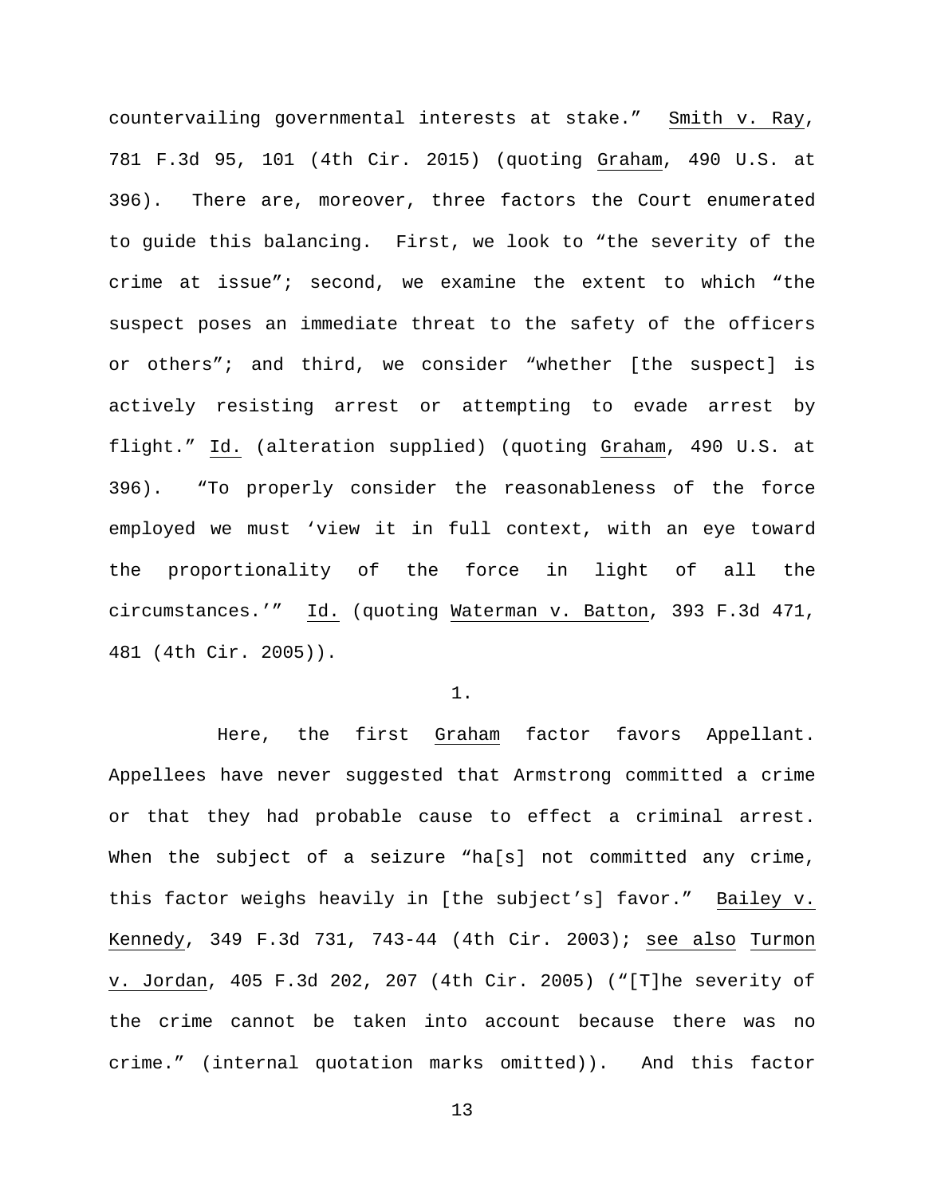countervailing governmental interests at stake." Smith v. Ray, 781 F.3d 95, 101 (4th Cir. 2015) (quoting Graham, 490 U.S. at 396). There are, moreover, three factors the Court enumerated to guide this balancing. First, we look to "the severity of the crime at issue"; second, we examine the extent to which "the suspect poses an immediate threat to the safety of the officers or others"; and third, we consider "whether [the suspect] is actively resisting arrest or attempting to evade arrest by flight." Id. (alteration supplied) (quoting Graham, 490 U.S. at 396). "To properly consider the reasonableness of the force employed we must 'view it in full context, with an eye toward the proportionality of the force in light of all the circumstances.'" Id. (quoting Waterman v. Batton, 393 F.3d 471, 481 (4th Cir. 2005)).

1.

Here, the first Graham factor favors Appellant. Appellees have never suggested that Armstrong committed a crime or that they had probable cause to effect a criminal arrest. When the subject of a seizure "ha[s] not committed any crime, this factor weighs heavily in [the subject's] favor." Bailey v. Kennedy, 349 F.3d 731, 743-44 (4th Cir. 2003); see also Turmon v. Jordan, 405 F.3d 202, 207 (4th Cir. 2005) ("[T]he severity of the crime cannot be taken into account because there was no crime." (internal quotation marks omitted)). And this factor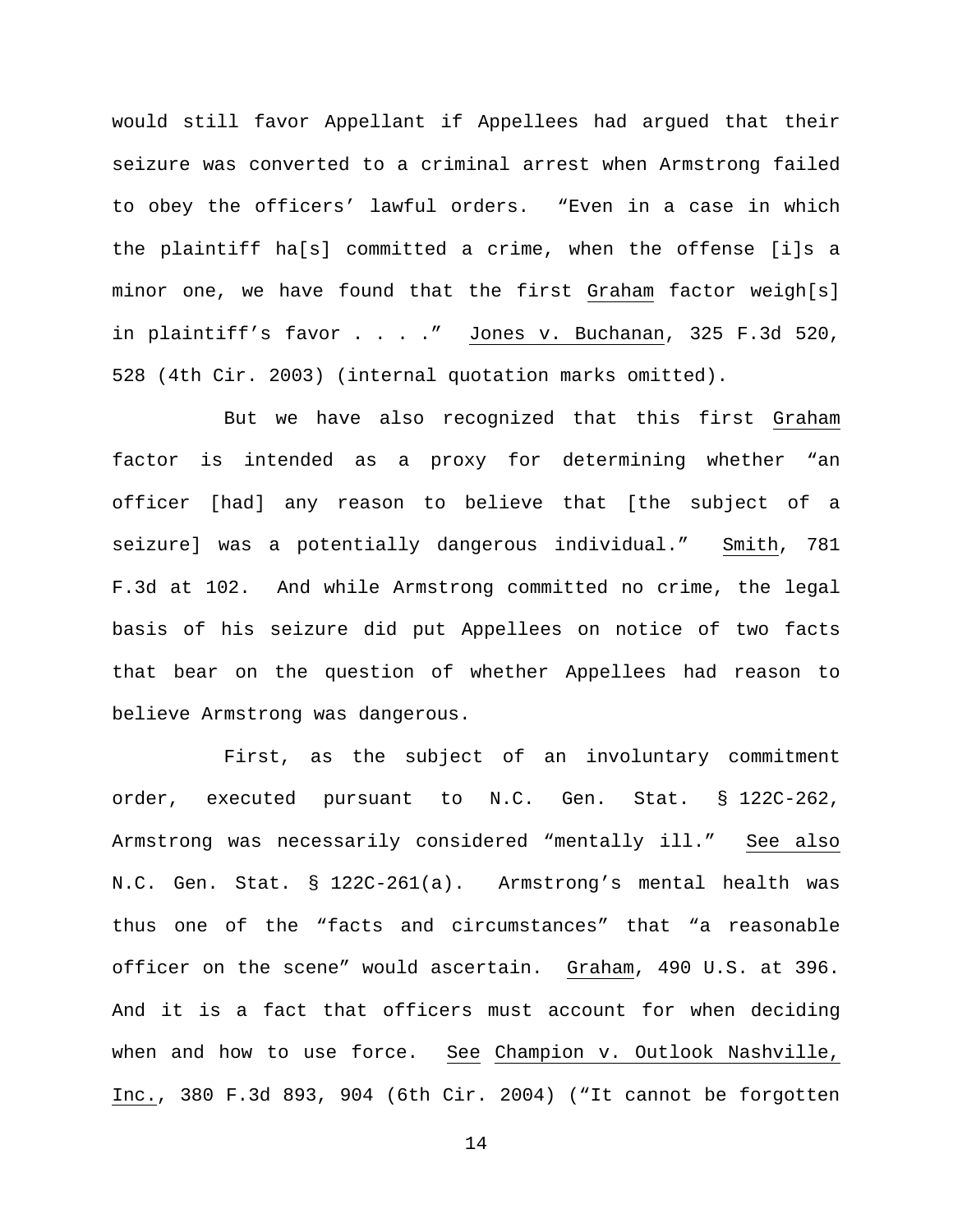would still favor Appellant if Appellees had argued that their seizure was converted to a criminal arrest when Armstrong failed to obey the officers' lawful orders. "Even in a case in which the plaintiff ha[s] committed a crime, when the offense [i]s a minor one, we have found that the first Graham factor weigh[s] in plaintiff's favor . . . ." Jones v. Buchanan, 325 F.3d 520, 528 (4th Cir. 2003) (internal quotation marks omitted).

But we have also recognized that this first Graham factor is intended as a proxy for determining whether "an officer [had] any reason to believe that [the subject of a seizure] was a potentially dangerous individual." Smith, 781 F.3d at 102. And while Armstrong committed no crime, the legal basis of his seizure did put Appellees on notice of two facts that bear on the question of whether Appellees had reason to believe Armstrong was dangerous.

First, as the subject of an involuntary commitment order, executed pursuant to N.C. Gen. Stat. § 122C-262, Armstrong was necessarily considered "mentally ill." See also N.C. Gen. Stat. § 122C-261(a). Armstrong's mental health was thus one of the "facts and circumstances" that "a reasonable officer on the scene" would ascertain. Graham, 490 U.S. at 396. And it is a fact that officers must account for when deciding when and how to use force. See Champion v. Outlook Nashville, Inc., 380 F.3d 893, 904 (6th Cir. 2004) ("It cannot be forgotten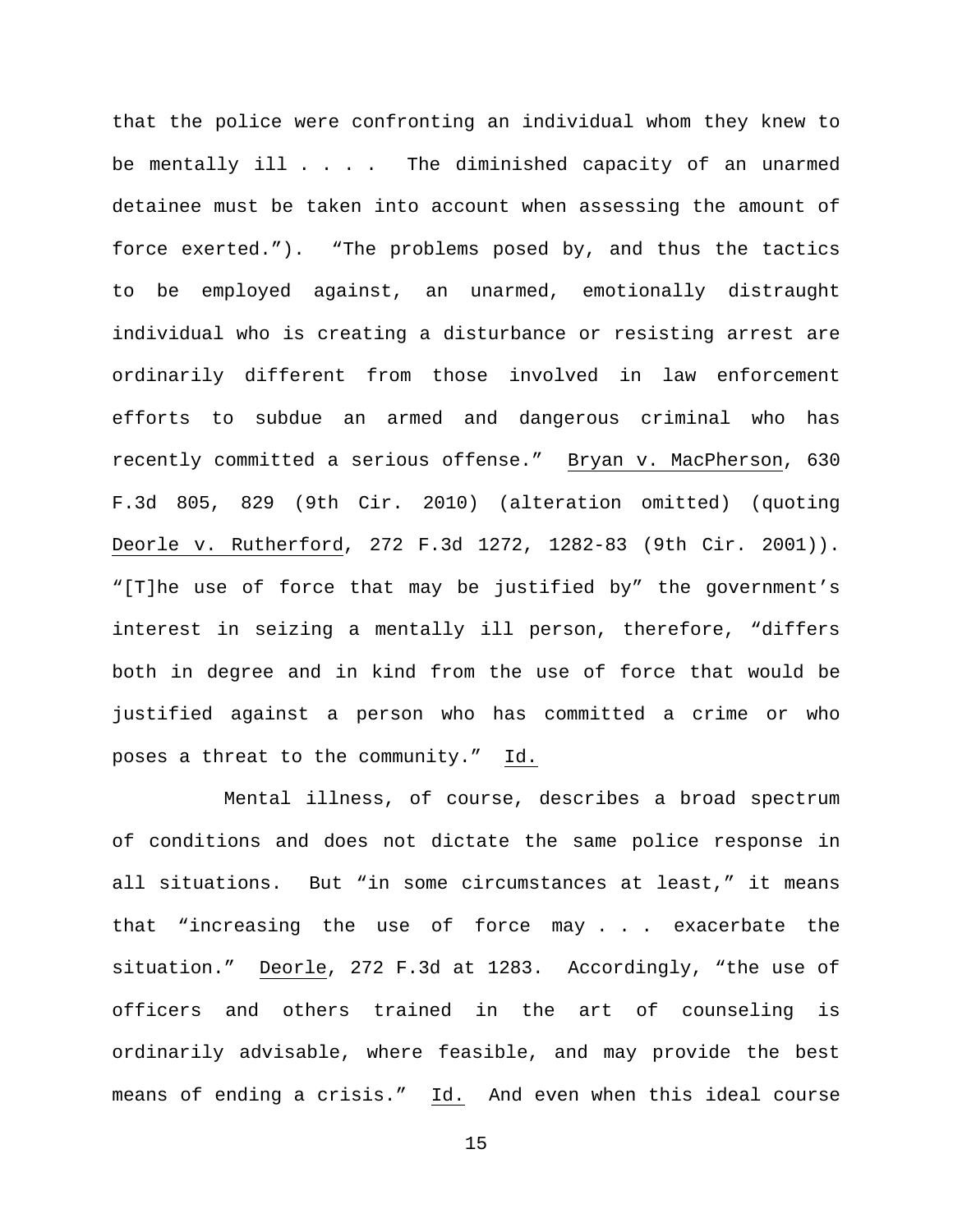that the police were confronting an individual whom they knew to be mentally ill . . . . The diminished capacity of an unarmed detainee must be taken into account when assessing the amount of force exerted.”). “The problems posed by, and thus the tactics to be employed against, an unarmed, emotionally distraught individual who is creating a disturbance or resisting arrest are ordinarily different from those involved in law enforcement efforts to subdue an armed and dangerous criminal who has recently committed a serious offense.” Bryan v. MacPherson, 630 F.3d 805, 829 (9th Cir. 2010) (alteration omitted) (quoting Deorle v. Rutherford, 272 F.3d 1272, 1282-83 (9th Cir. 2001)). “[T]he use of force that may be justified by” the government’s interest in seizing a mentally ill person, therefore, “differs both in degree and in kind from the use of force that would be justified against a person who has committed a crime or who poses a threat to the community.” Id.

Mental illness, of course, describes a broad spectrum of conditions and does not dictate the same police response in all situations. But “in some circumstances at least,” it means that “increasing the use of force may . . . exacerbate the situation.” Deorle, 272 F.3d at 1283. Accordingly, “the use of officers and others trained in the art of counseling is ordinarily advisable, where feasible, and may provide the best means of ending a crisis.” Id. And even when this ideal course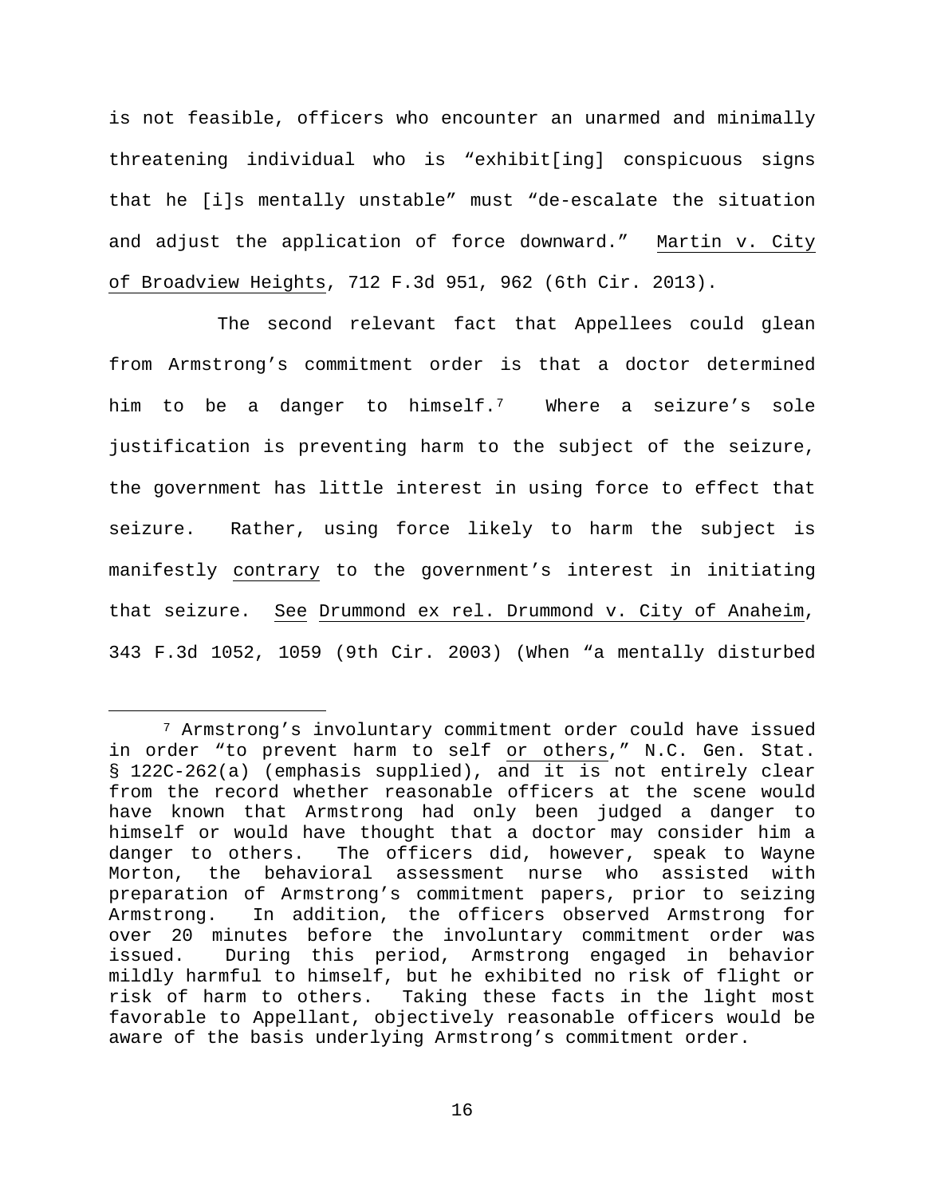is not feasible, officers who encounter an unarmed and minimally threatening individual who is "exhibit[ing] conspicuous signs that he [i]s mentally unstable" must "de-escalate the situation and adjust the application of force downward." Martin v. City of Broadview Heights, 712 F.3d 951, 962 (6th Cir. 2013).

The second relevant fact that Appellees could glean from Armstrong's commitment order is that a doctor determined him to be a danger to himself.[7] Where a seizure's sole justification is preventing harm to the subject of the seizure, the government has little interest in using force to effect that seizure. Rather, using force likely to harm the subject is manifestly contrary to the government's interest in initiating that seizure. See Drummond ex rel. Drummond v. City of Anaheim, 343 F.3d 1052, 1059 (9th Cir. 2003) (When "a mentally disturbed

[7] Armstrong's involuntary commitment order could have issued in order "to prevent harm to self or others," N.C. Gen. Stat. § 122C-262(a) (emphasis supplied), and it is not entirely clear from the record whether reasonable officers at the scene would have known that Armstrong had only been judged a danger to himself or would have thought that a doctor may consider him a danger to others. The officers did, however, speak to Wayne Morton, the behavioral assessment nurse who assisted with preparation of Armstrong's commitment papers, prior to seizing Armstrong. In addition, the officers observed Armstrong for over 20 minutes before the involuntary commitment order was issued. During this period, Armstrong engaged in behavior mildly harmful to himself, but he exhibited no risk of flight or risk of harm to others. Taking these facts in the light most favorable to Appellant, objectively reasonable officers would be aware of the basis underlying Armstrong's commitment order.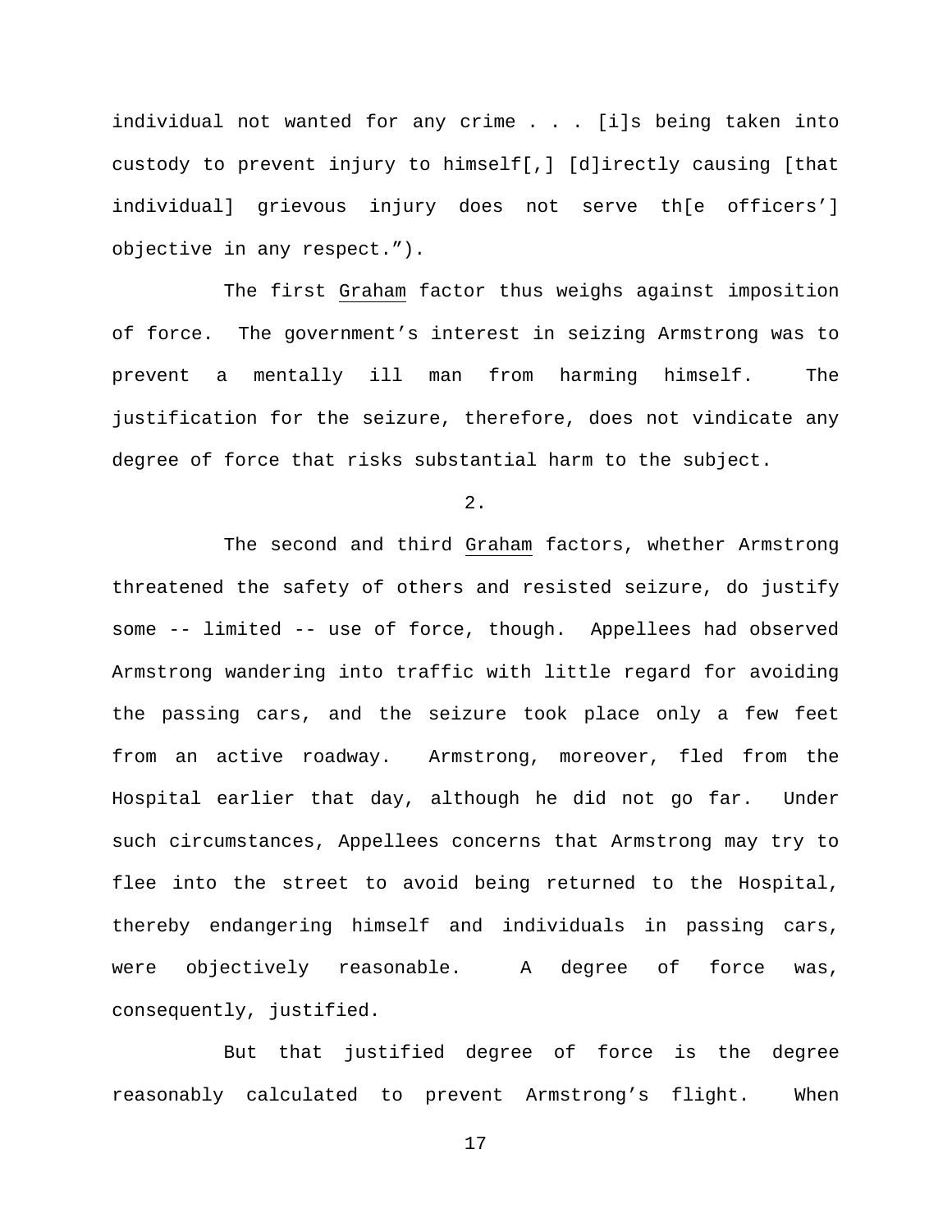individual not wanted for any crime . . . [i]s being taken into custody to prevent injury to himself[,] [d]irectly causing [that individual] grievous injury does not serve th[e officers'] objective in any respect.").

The first Graham factor thus weighs against imposition of force. The government's interest in seizing Armstrong was to prevent a mentally ill man from harming himself. The justification for the seizure, therefore, does not vindicate any degree of force that risks substantial harm to the subject.

2.

The second and third Graham factors, whether Armstrong threatened the safety of others and resisted seizure, do justify some -- limited -- use of force, though. Appellees had observed Armstrong wandering into traffic with little regard for avoiding the passing cars, and the seizure took place only a few feet from an active roadway. Armstrong, moreover, fled from the Hospital earlier that day, although he did not go far. Under such circumstances, Appellees concerns that Armstrong may try to flee into the street to avoid being returned to the Hospital, thereby endangering himself and individuals in passing cars, were objectively reasonable. A degree of force was, consequently, justified.

But that justified degree of force is the degree reasonably calculated to prevent Armstrong's flight. When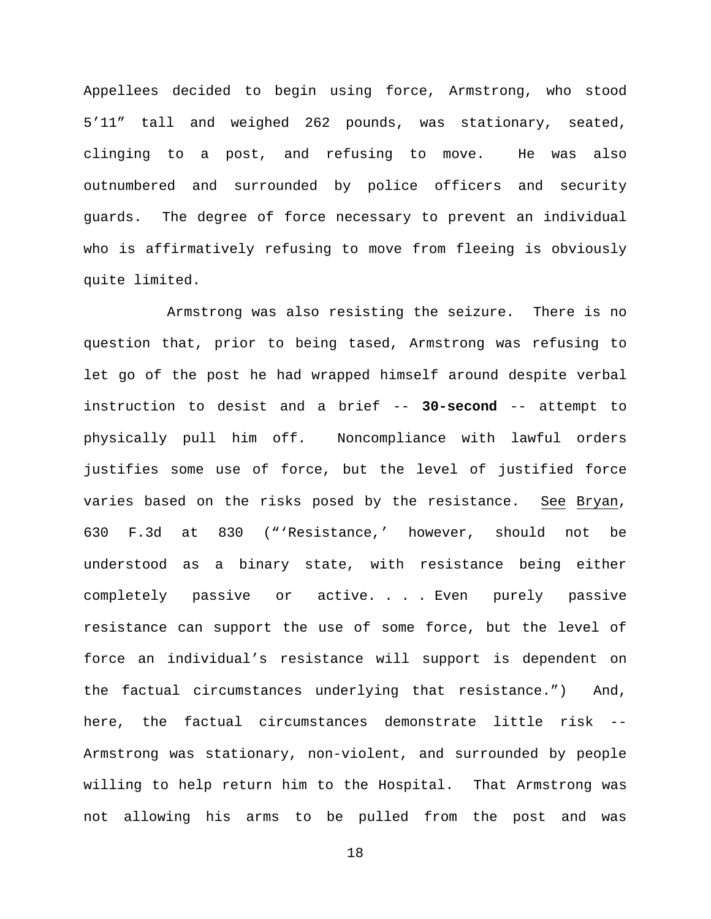Appellees decided to begin using force, Armstrong, who stood 5'11" tall and weighed 262 pounds, was stationary, seated, clinging to a post, and refusing to move. He was also outnumbered and surrounded by police officers and security guards. The degree of force necessary to prevent an individual who is affirmatively refusing to move from fleeing is obviously quite limited.

Armstrong was also resisting the seizure. There is no question that, prior to being tased, Armstrong was refusing to let go of the post he had wrapped himself around despite verbal instruction to desist and a brief -- **30-second** -- attempt to physically pull him off. Noncompliance with lawful orders justifies some use of force, but the level of justified force varies based on the risks posed by the resistance. See Bryan, 630 F.3d at 830 ("'Resistance,' however, should not be understood as a binary state, with resistance being either completely passive or active. . . . Even purely passive resistance can support the use of some force, but the level of force an individual's resistance will support is dependent on the factual circumstances underlying that resistance.") And, here, the factual circumstances demonstrate little risk -- Armstrong was stationary, non-violent, and surrounded by people willing to help return him to the Hospital. That Armstrong was not allowing his arms to be pulled from the post and was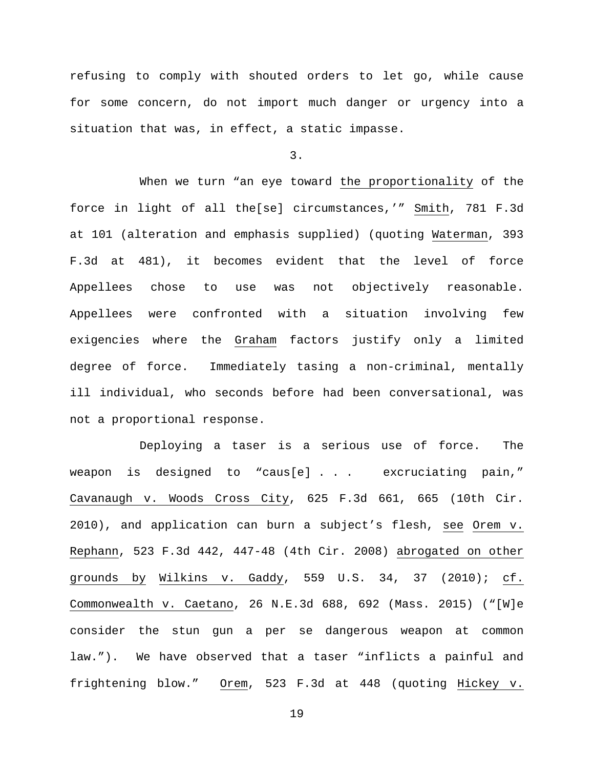refusing to comply with shouted orders to let go, while cause for some concern, do not import much danger or urgency into a situation that was, in effect, a static impasse.

3.

When we turn "an eye toward the proportionality of the force in light of all the[se] circumstances,'" Smith, 781 F.3d at 101 (alteration and emphasis supplied) (quoting Waterman, 393 F.3d at 481), it becomes evident that the level of force Appellees chose to use was not objectively reasonable. Appellees were confronted with a situation involving few exigencies where the Graham factors justify only a limited degree of force. Immediately tasing a non-criminal, mentally ill individual, who seconds before had been conversational, was not a proportional response.

Deploying a taser is a serious use of force. The weapon is designed to "caus[e] . . . excruciating pain," Cavanaugh v. Woods Cross City, 625 F.3d 661, 665 (10th Cir. 2010), and application can burn a subject's flesh, see Orem v. Rephann, 523 F.3d 442, 447-48 (4th Cir. 2008) abrogated on other grounds by Wilkins v. Gaddy, 559 U.S. 34, 37 (2010); cf. Commonwealth v. Caetano, 26 N.E.3d 688, 692 (Mass. 2015) ("[W]e consider the stun gun a per se dangerous weapon at common law."). We have observed that a taser "inflicts a painful and frightening blow." Orem, 523 F.3d at 448 (quoting Hickey v.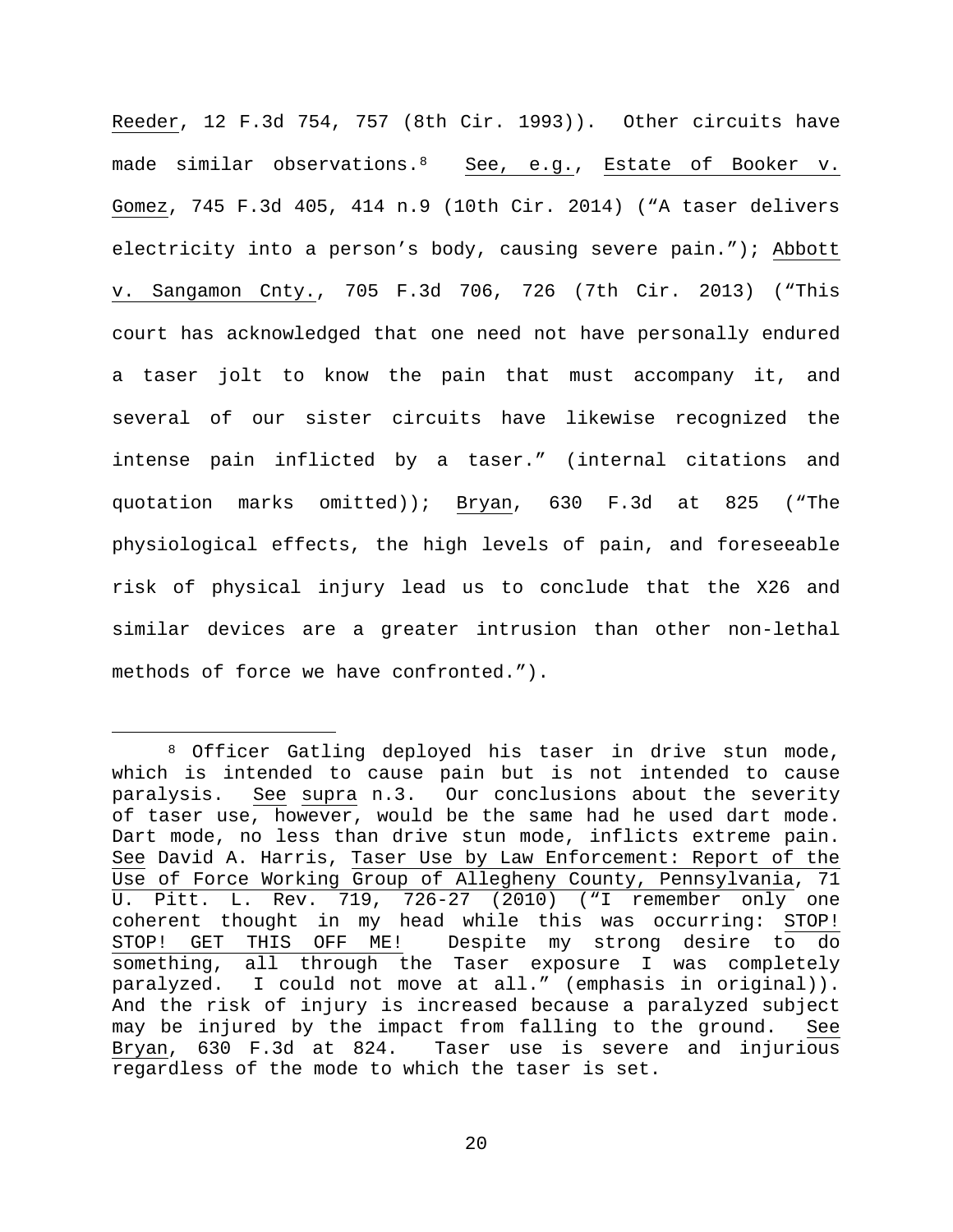Reeder, 12 F.3d 754, 757 (8th Cir. 1993)). Other circuits have made similar observations.[8] See, e.g., Estate of Booker v. Gomez, 745 F.3d 405, 414 n.9 (10th Cir. 2014) ("A taser delivers electricity into a person's body, causing severe pain."); Abbott v. Sangamon Cnty., 705 F.3d 706, 726 (7th Cir. 2013) ("This court has acknowledged that one need not have personally endured a taser jolt to know the pain that must accompany it, and several of our sister circuits have likewise recognized the intense pain inflicted by a taser." (internal citations and quotation marks omitted)); Bryan, 630 F.3d at 825 ("The physiological effects, the high levels of pain, and foreseeable risk of physical injury lead us to conclude that the X26 and similar devices are a greater intrusion than other non-lethal methods of force we have confronted.").

---

[8] Officer Gatling deployed his taser in drive stun mode, which is intended to cause pain but is not intended to cause paralysis. See supra n.3. Our conclusions about the severity of taser use, however, would be the same had he used dart mode. Dart mode, no less than drive stun mode, inflicts extreme pain. See David A. Harris, Taser Use by Law Enforcement: Report of the Use of Force Working Group of Allegheny County, Pennsylvania, 71 U. Pitt. L. Rev. 719, 726-27 (2010) ("I remember only one coherent thought in my head while this was occurring: STOP! STOP! GET THIS OFF ME! Despite my strong desire to do something, all through the Taser exposure I was completely paralyzed. I could not move at all." (emphasis in original)). And the risk of injury is increased because a paralyzed subject may be injured by the impact from falling to the ground. See Bryan, 630 F.3d at 824. Taser use is severe and injurious regardless of the mode to which the taser is set.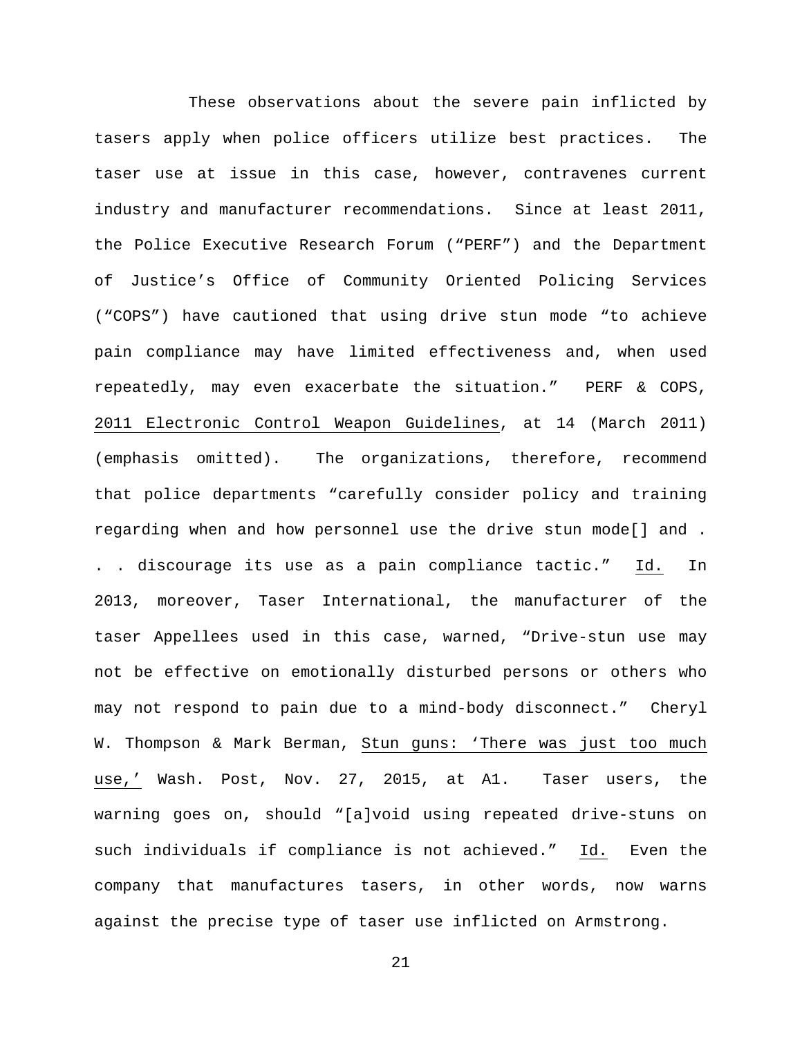These observations about the severe pain inflicted by tasers apply when police officers utilize best practices. The taser use at issue in this case, however, contravenes current industry and manufacturer recommendations. Since at least 2011, the Police Executive Research Forum ("PERF") and the Department of Justice's Office of Community Oriented Policing Services ("COPS") have cautioned that using drive stun mode "to achieve pain compliance may have limited effectiveness and, when used repeatedly, may even exacerbate the situation." PERF & COPS, <u>2011 Electronic Control Weapon Guidelines</u>, at 14 (March 2011) (emphasis omitted). The organizations, therefore, recommend that police departments "carefully consider policy and training regarding when and how personnel use the drive stun mode[] and . . . discourage its use as a pain compliance tactic." <u>Id.</u> In 2013, moreover, Taser International, the manufacturer of the taser Appellees used in this case, warned, "Drive-stun use may not be effective on emotionally disturbed persons or others who may not respond to pain due to a mind-body disconnect." Cheryl W. Thompson & Mark Berman, <u>Stun guns: 'There was just too much use,'</u> Wash. Post, Nov. 27, 2015, at A1. Taser users, the warning goes on, should "[a]void using repeated drive-stuns on such individuals if compliance is not achieved." <u>Id.</u> Even the company that manufactures tasers, in other words, now warns against the precise type of taser use inflicted on Armstrong.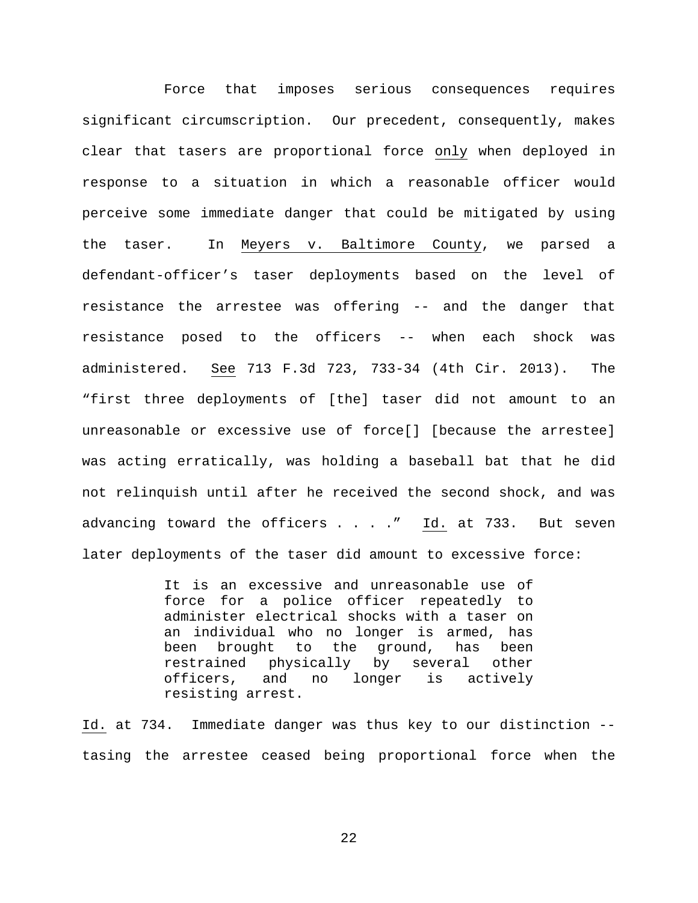Force that imposes serious consequences requires significant circumscription. Our precedent, consequently, makes clear that tasers are proportional force <u>only</u> when deployed in response to a situation in which a reasonable officer would perceive some immediate danger that could be mitigated by using the taser. In <u>Meyers v. Baltimore County</u>, we parsed a defendant-officer's taser deployments based on the level of resistance the arrestee was offering -- and the danger that resistance posed to the officers -- when each shock was administered. <u>See</u> 713 F.3d 723, 733-34 (4th Cir. 2013). The "first three deployments of [the] taser did not amount to an unreasonable or excessive use of force[] [because the arrestee] was acting erratically, was holding a baseball bat that he did not relinquish until after he received the second shock, and was advancing toward the officers . . . ." <u>Id.</u> at 733. But seven later deployments of the taser did amount to excessive force:

> It is an excessive and unreasonable use of force for a police officer repeatedly to administer electrical shocks with a taser on an individual who no longer is armed, has been brought to the ground, has been restrained physically by several other officers, and no longer is actively resisting arrest.

<u>Id.</u> at 734. Immediate danger was thus key to our distinction -- tasing the arrestee ceased being proportional force when the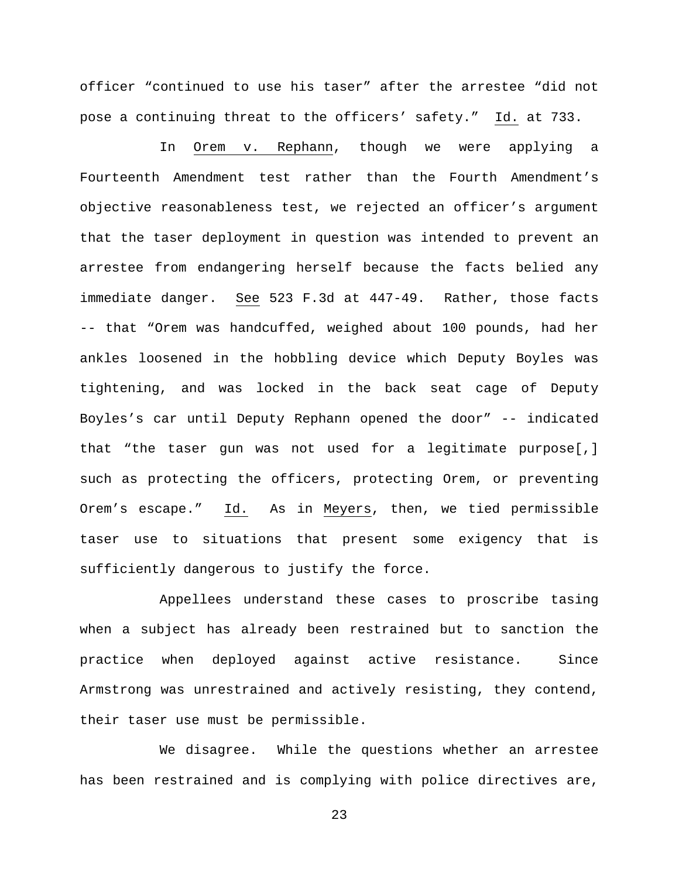officer "continued to use his taser" after the arrestee "did not pose a continuing threat to the officers' safety." Id. at 733.

In Orem v. Rephann, though we were applying a Fourteenth Amendment test rather than the Fourth Amendment's objective reasonableness test, we rejected an officer's argument that the taser deployment in question was intended to prevent an arrestee from endangering herself because the facts belied any immediate danger. See 523 F.3d at 447-49. Rather, those facts -- that "Orem was handcuffed, weighed about 100 pounds, had her ankles loosened in the hobbling device which Deputy Boyles was tightening, and was locked in the back seat cage of Deputy Boyles's car until Deputy Rephann opened the door" -- indicated that "the taser gun was not used for a legitimate purpose[,] such as protecting the officers, protecting Orem, or preventing Orem's escape." Id. As in Meyers, then, we tied permissible taser use to situations that present some exigency that is sufficiently dangerous to justify the force.

Appellees understand these cases to proscribe tasing when a subject has already been restrained but to sanction the practice when deployed against active resistance. Since Armstrong was unrestrained and actively resisting, they contend, their taser use must be permissible.

We disagree. While the questions whether an arrestee has been restrained and is complying with police directives are,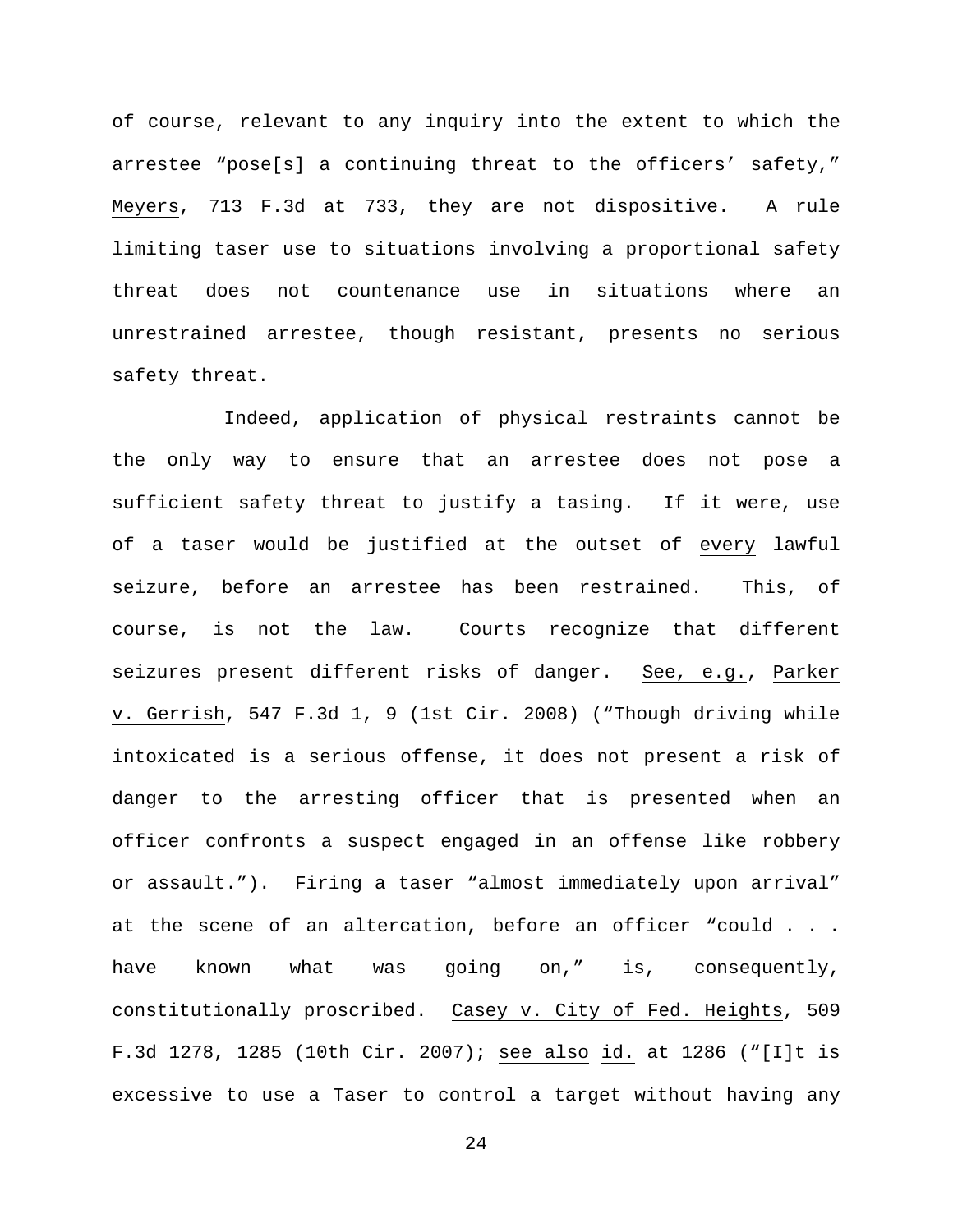of course, relevant to any inquiry into the extent to which the arrestee "pose[s] a continuing threat to the officers' safety," Meyers, 713 F.3d at 733, they are not dispositive. A rule limiting taser use to situations involving a proportional safety threat does not countenance use in situations where an unrestrained arrestee, though resistant, presents no serious safety threat.

Indeed, application of physical restraints cannot be the only way to ensure that an arrestee does not pose a sufficient safety threat to justify a tasing. If it were, use of a taser would be justified at the outset of every lawful seizure, before an arrestee has been restrained. This, of course, is not the law. Courts recognize that different seizures present different risks of danger. See, e.g., Parker v. Gerrish, 547 F.3d 1, 9 (1st Cir. 2008) ("Though driving while intoxicated is a serious offense, it does not present a risk of danger to the arresting officer that is presented when an officer confronts a suspect engaged in an offense like robbery or assault."). Firing a taser "almost immediately upon arrival" at the scene of an altercation, before an officer "could . . . have known what was going on," is, consequently, constitutionally proscribed. Casey v. City of Fed. Heights, 509 F.3d 1278, 1285 (10th Cir. 2007); see also id. at 1286 ("[I]t is excessive to use a Taser to control a target without having any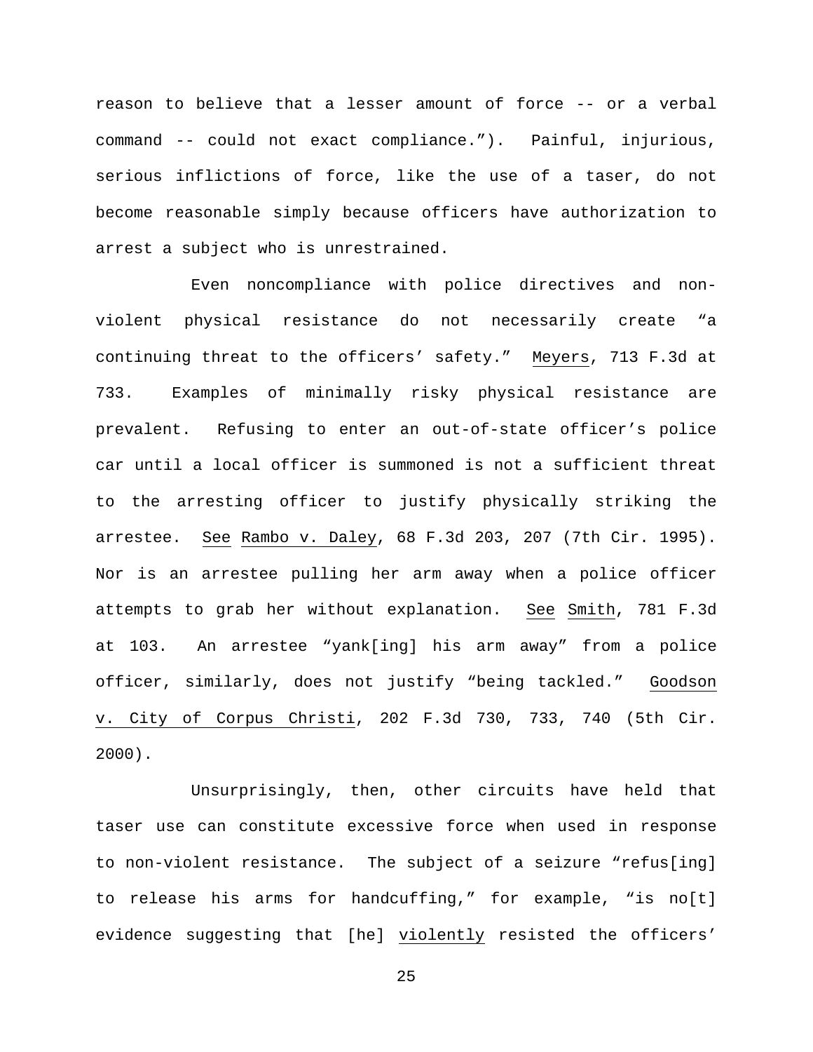reason to believe that a lesser amount of force -- or a verbal command -- could not exact compliance.”). Painful, injurious, serious inflictions of force, like the use of a taser, do not become reasonable simply because officers have authorization to arrest a subject who is unrestrained.

Even noncompliance with police directives and non-violent physical resistance do not necessarily create “a continuing threat to the officers’ safety.” Meyers, 713 F.3d at 733. Examples of minimally risky physical resistance are prevalent. Refusing to enter an out-of-state officer’s police car until a local officer is summoned is not a sufficient threat to the arresting officer to justify physically striking the arrestee. See Rambo v. Daley, 68 F.3d 203, 207 (7th Cir. 1995). Nor is an arrestee pulling her arm away when a police officer attempts to grab her without explanation. See Smith, 781 F.3d at 103. An arrestee “yank[ing] his arm away” from a police officer, similarly, does not justify “being tackled.” Goodson v. City of Corpus Christi, 202 F.3d 730, 733, 740 (5th Cir. 2000).

Unsurprisingly, then, other circuits have held that taser use can constitute excessive force when used in response to non-violent resistance. The subject of a seizure “refus[ing] to release his arms for handcuffing,” for example, “is no[t] evidence suggesting that [he] violently resisted the officers’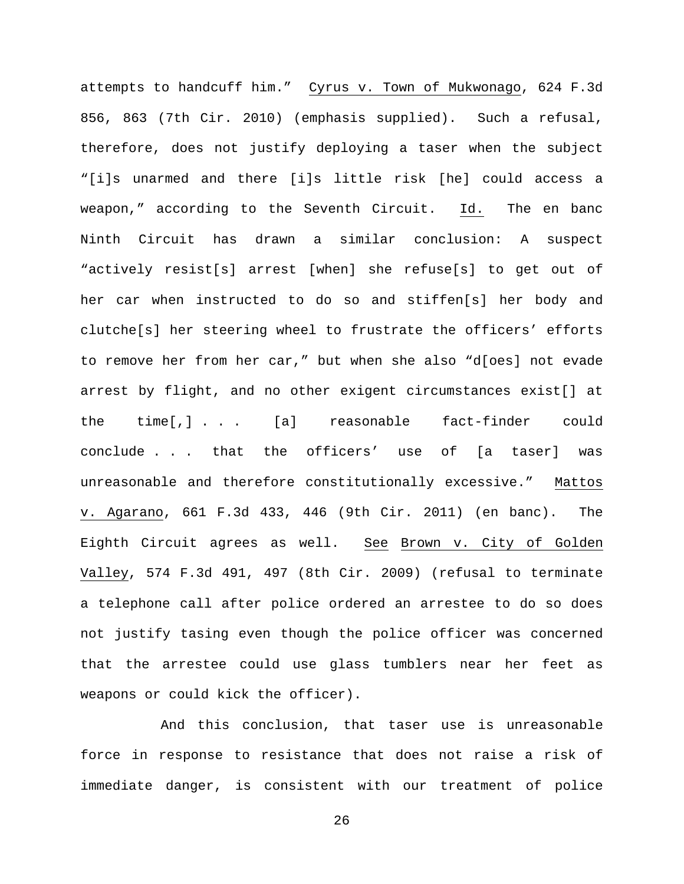attempts to handcuff him." Cyrus v. Town of Mukwonago, 624 F.3d 856, 863 (7th Cir. 2010) (emphasis supplied). Such a refusal, therefore, does not justify deploying a taser when the subject "[i]s unarmed and there [i]s little risk [he] could access a weapon," according to the Seventh Circuit. Id. The en banc Ninth Circuit has drawn a similar conclusion: A suspect "actively resist[s] arrest [when] she refuse[s] to get out of her car when instructed to do so and stiffen[s] her body and clutche[s] her steering wheel to frustrate the officers' efforts to remove her from her car," but when she also "d[oes] not evade arrest by flight, and no other exigent circumstances exist[] at the time[,] . . . [a] reasonable fact-finder could conclude . . . that the officers' use of [a taser] was unreasonable and therefore constitutionally excessive." Mattos v. Agarano, 661 F.3d 433, 446 (9th Cir. 2011) (en banc). The Eighth Circuit agrees as well. See Brown v. City of Golden Valley, 574 F.3d 491, 497 (8th Cir. 2009) (refusal to terminate a telephone call after police ordered an arrestee to do so does not justify tasing even though the police officer was concerned that the arrestee could use glass tumblers near her feet as weapons or could kick the officer).

And this conclusion, that taser use is unreasonable force in response to resistance that does not raise a risk of immediate danger, is consistent with our treatment of police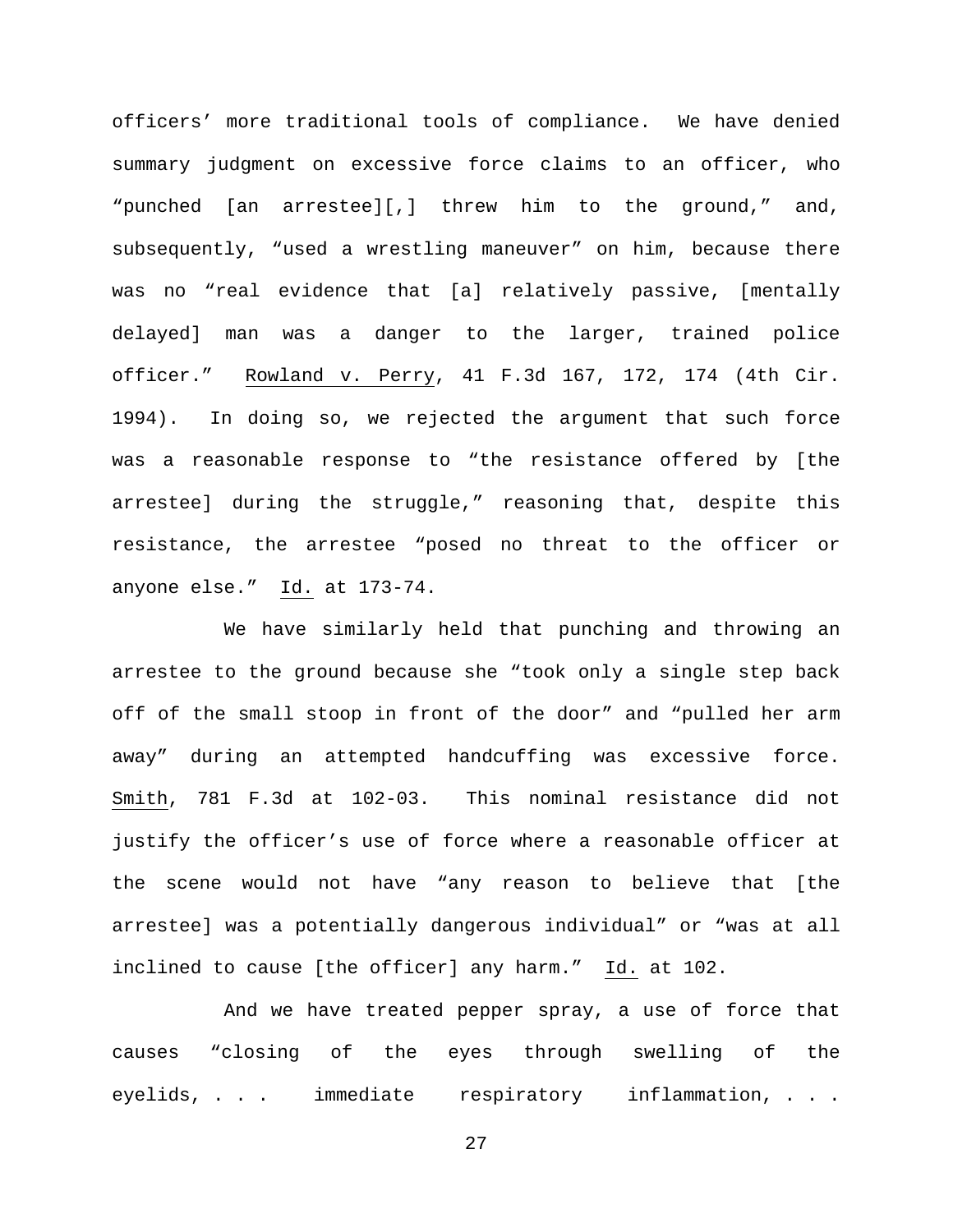officers' more traditional tools of compliance. We have denied summary judgment on excessive force claims to an officer, who "punched [an arrestee][,] threw him to the ground," and, subsequently, "used a wrestling maneuver" on him, because there was no "real evidence that [a] relatively passive, [mentally delayed] man was a danger to the larger, trained police officer." Rowland v. Perry, 41 F.3d 167, 172, 174 (4th Cir. 1994). In doing so, we rejected the argument that such force was a reasonable response to "the resistance offered by [the arrestee] during the struggle," reasoning that, despite this resistance, the arrestee "posed no threat to the officer or anyone else." Id. at 173-74.

We have similarly held that punching and throwing an arrestee to the ground because she "took only a single step back off of the small stoop in front of the door" and "pulled her arm away" during an attempted handcuffing was excessive force. Smith, 781 F.3d at 102-03. This nominal resistance did not justify the officer's use of force where a reasonable officer at the scene would not have "any reason to believe that [the arrestee] was a potentially dangerous individual" or "was at all inclined to cause [the officer] any harm." Id. at 102.

And we have treated pepper spray, a use of force that causes "closing of the eyes through swelling of the eyelids, . . . immediate respiratory inflammation, . . .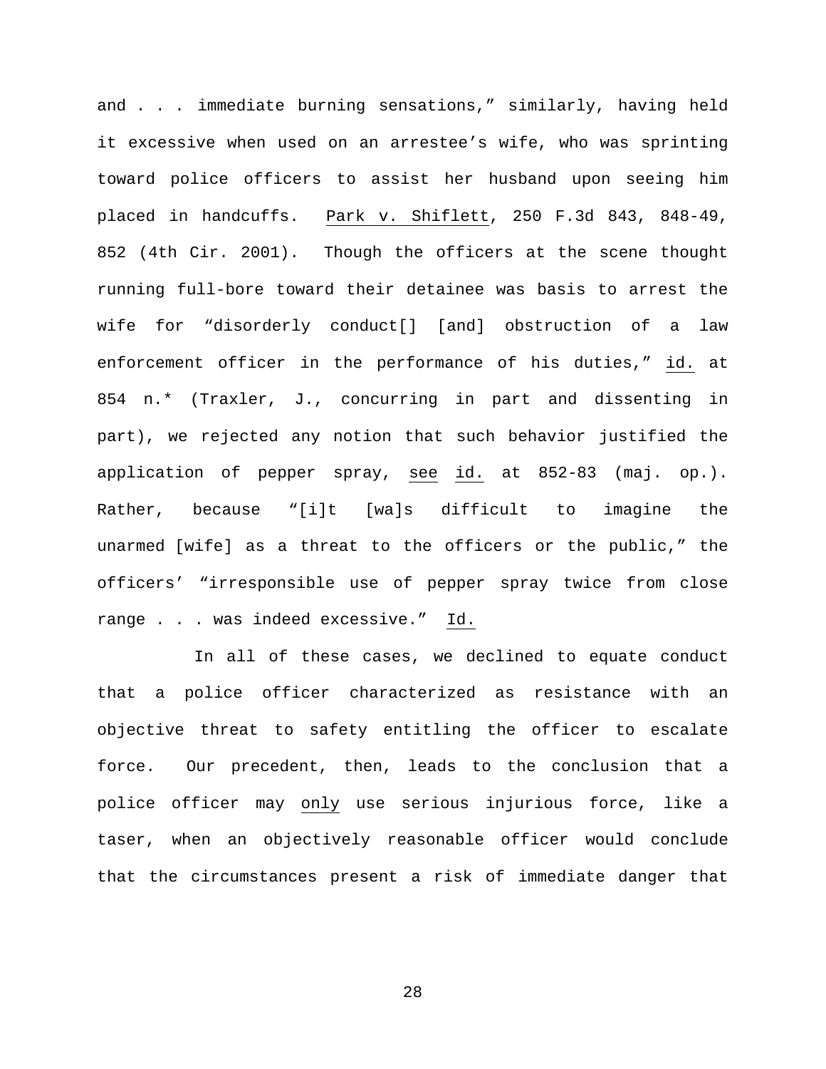and . . . immediate burning sensations," similarly, having held it excessive when used on an arrestee's wife, who was sprinting toward police officers to assist her husband upon seeing him placed in handcuffs. Park v. Shiflett, 250 F.3d 843, 848-49, 852 (4th Cir. 2001). Though the officers at the scene thought running full-bore toward their detainee was basis to arrest the wife for "disorderly conduct[] [and] obstruction of a law enforcement officer in the performance of his duties," id. at 854 n.* (Traxler, J., concurring in part and dissenting in part), we rejected any notion that such behavior justified the application of pepper spray, see id. at 852-83 (maj. op.). Rather, because "[i]t [wa]s difficult to imagine the unarmed [wife] as a threat to the officers or the public," the officers' "irresponsible use of pepper spray twice from close range . . . was indeed excessive." Id.

In all of these cases, we declined to equate conduct that a police officer characterized as resistance with an objective threat to safety entitling the officer to escalate force. Our precedent, then, leads to the conclusion that a police officer may only use serious injurious force, like a taser, when an objectively reasonable officer would conclude that the circumstances present a risk of immediate danger that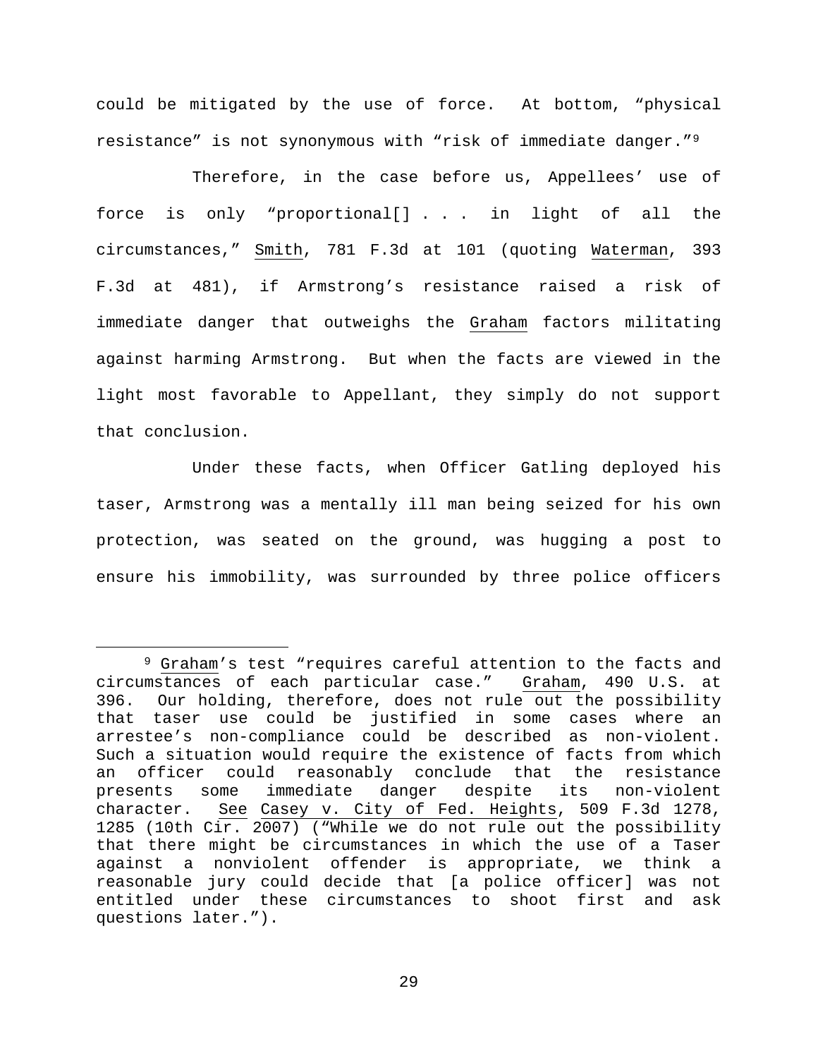could be mitigated by the use of force. At bottom, "physical resistance" is not synonymous with "risk of immediate danger."[9]

Therefore, in the case before us, Appellees' use of force is only "proportional[] . . . in light of all the circumstances," Smith, 781 F.3d at 101 (quoting Waterman, 393 F.3d at 481), if Armstrong's resistance raised a risk of immediate danger that outweighs the Graham factors militating against harming Armstrong. But when the facts are viewed in the light most favorable to Appellant, they simply do not support that conclusion.

Under these facts, when Officer Gatling deployed his taser, Armstrong was a mentally ill man being seized for his own protection, was seated on the ground, was hugging a post to ensure his immobility, was surrounded by three police officers

---

[9] Graham's test "requires careful attention to the facts and circumstances of each particular case." Graham, 490 U.S. at 396. Our holding, therefore, does not rule out the possibility that taser use could be justified in some cases where an arrestee's non-compliance could be described as non-violent. Such a situation would require the existence of facts from which an officer could reasonably conclude that the resistance presents some immediate danger despite its non-violent character. See Casey v. City of Fed. Heights, 509 F.3d 1278, 1285 (10th Cir. 2007) ("While we do not rule out the possibility that there might be circumstances in which the use of a Taser against a nonviolent offender is appropriate, we think a reasonable jury could decide that [a police officer] was not entitled under these circumstances to shoot first and ask questions later.").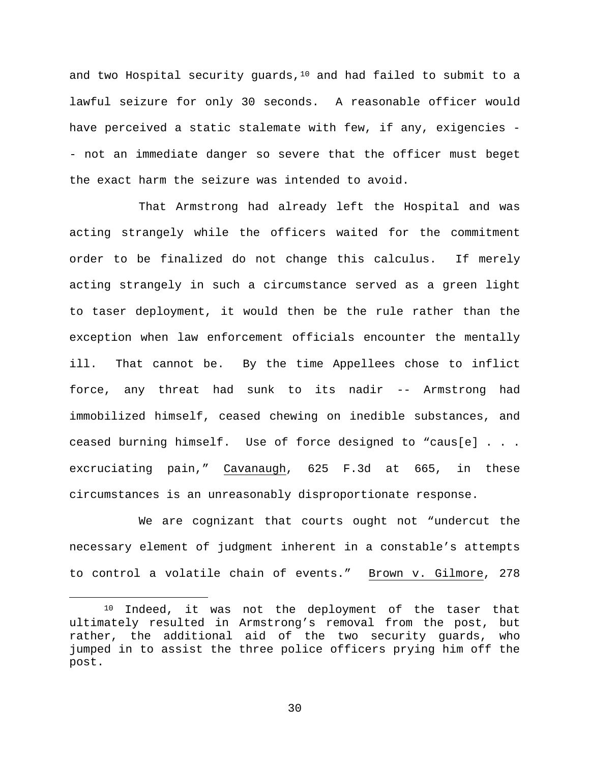and two Hospital security guards,[10] and had failed to submit to a lawful seizure for only 30 seconds. A reasonable officer would have perceived a static stalemate with few, if any, exigencies -- not an immediate danger so severe that the officer must beget the exact harm the seizure was intended to avoid.

That Armstrong had already left the Hospital and was acting strangely while the officers waited for the commitment order to be finalized do not change this calculus. If merely acting strangely in such a circumstance served as a green light to taser deployment, it would then be the rule rather than the exception when law enforcement officials encounter the mentally ill. That cannot be. By the time Appellees chose to inflict force, any threat had sunk to its nadir -- Armstrong had immobilized himself, ceased chewing on inedible substances, and ceased burning himself. Use of force designed to "caus[e] . . . excruciating pain," Cavanaugh, 625 F.3d at 665, in these circumstances is an unreasonably disproportionate response.

We are cognizant that courts ought not "undercut the necessary element of judgment inherent in a constable's attempts to control a volatile chain of events." Brown v. Gilmore, 278

[10] Indeed, it was not the deployment of the taser that ultimately resulted in Armstrong's removal from the post, but rather, the additional aid of the two security guards, who jumped in to assist the three police officers prying him off the post.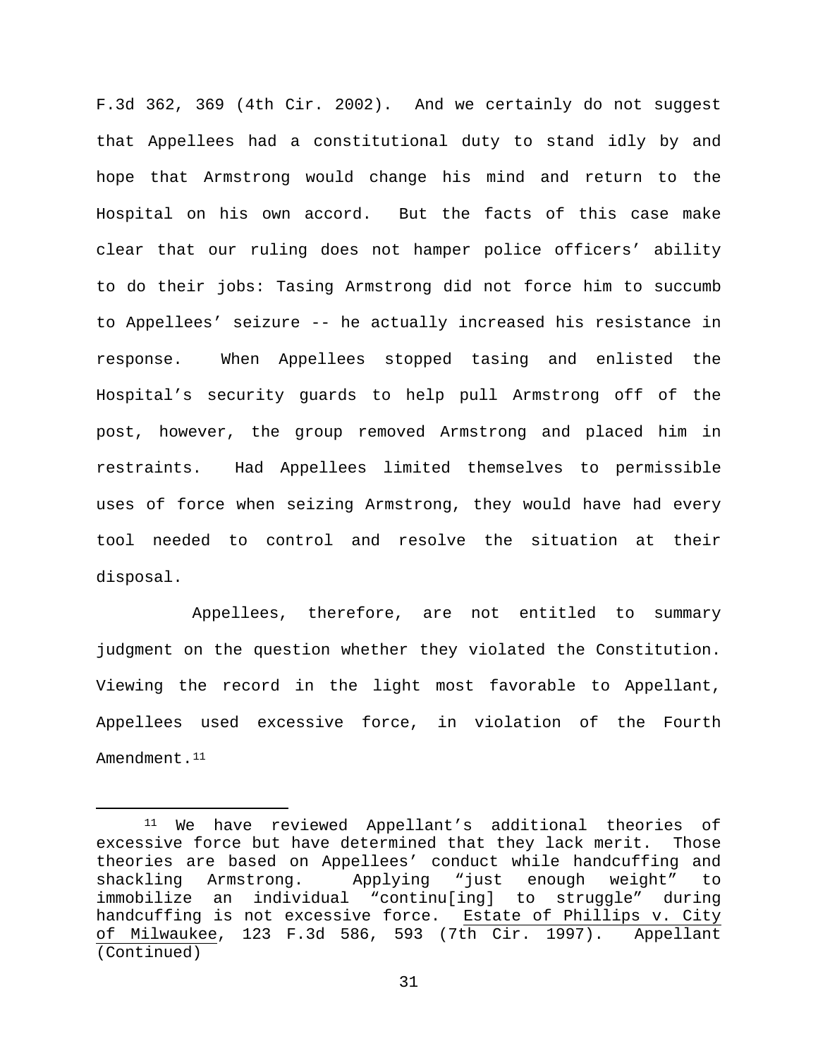F.3d 362, 369 (4th Cir. 2002). And we certainly do not suggest that Appellees had a constitutional duty to stand idly by and hope that Armstrong would change his mind and return to the Hospital on his own accord. But the facts of this case make clear that our ruling does not hamper police officers' ability to do their jobs: Tasing Armstrong did not force him to succumb to Appellees' seizure -- he actually increased his resistance in response. When Appellees stopped tasing and enlisted the Hospital's security guards to help pull Armstrong off of the post, however, the group removed Armstrong and placed him in restraints. Had Appellees limited themselves to permissible uses of force when seizing Armstrong, they would have had every tool needed to control and resolve the situation at their disposal.

Appellees, therefore, are not entitled to summary judgment on the question whether they violated the Constitution. Viewing the record in the light most favorable to Appellant, Appellees used excessive force, in violation of the Fourth Amendment.[11]

---

[11] We have reviewed Appellant's additional theories of excessive force but have determined that they lack merit. Those theories are based on Appellees' conduct while handcuffing and shackling Armstrong. Applying "just enough weight" to immobilize an individual "continu[ing] to struggle" during handcuffing is not excessive force. Estate of Phillips v. City of Milwaukee, 123 F.3d 586, 593 (7th Cir. 1997). Appellant (Continued)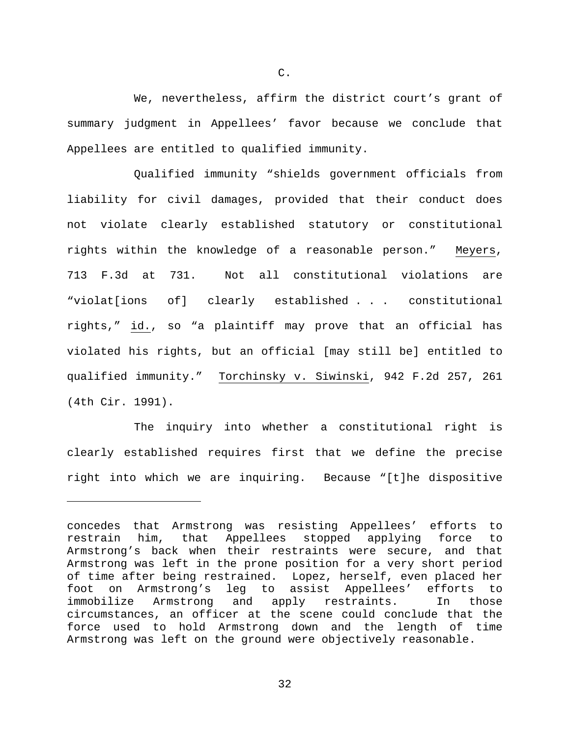C.

We, nevertheless, affirm the district court's grant of summary judgment in Appellees' favor because we conclude that Appellees are entitled to qualified immunity.

Qualified immunity "shields government officials from liability for civil damages, provided that their conduct does not violate clearly established statutory or constitutional rights within the knowledge of a reasonable person." Meyers, 713 F.3d at 731. Not all constitutional violations are "violat[ions of] clearly established . . . constitutional rights," id., so "a plaintiff may prove that an official has violated his rights, but an official [may still be] entitled to qualified immunity." Torchinsky v. Siwinski, 942 F.2d 257, 261 (4th Cir. 1991).

The inquiry into whether a constitutional right is clearly established requires first that we define the precise right into which we are inquiring. Because "[t]he dispositive

---

concedes that Armstrong was resisting Appellees' efforts to restrain him, that Appellees stopped applying force to Armstrong's back when their restraints were secure, and that Armstrong was left in the prone position for a very short period of time after being restrained. Lopez, herself, even placed her foot on Armstrong's leg to assist Appellees' efforts to immobilize Armstrong and apply restraints. In those circumstances, an officer at the scene could conclude that the force used to hold Armstrong down and the length of time Armstrong was left on the ground were objectively reasonable.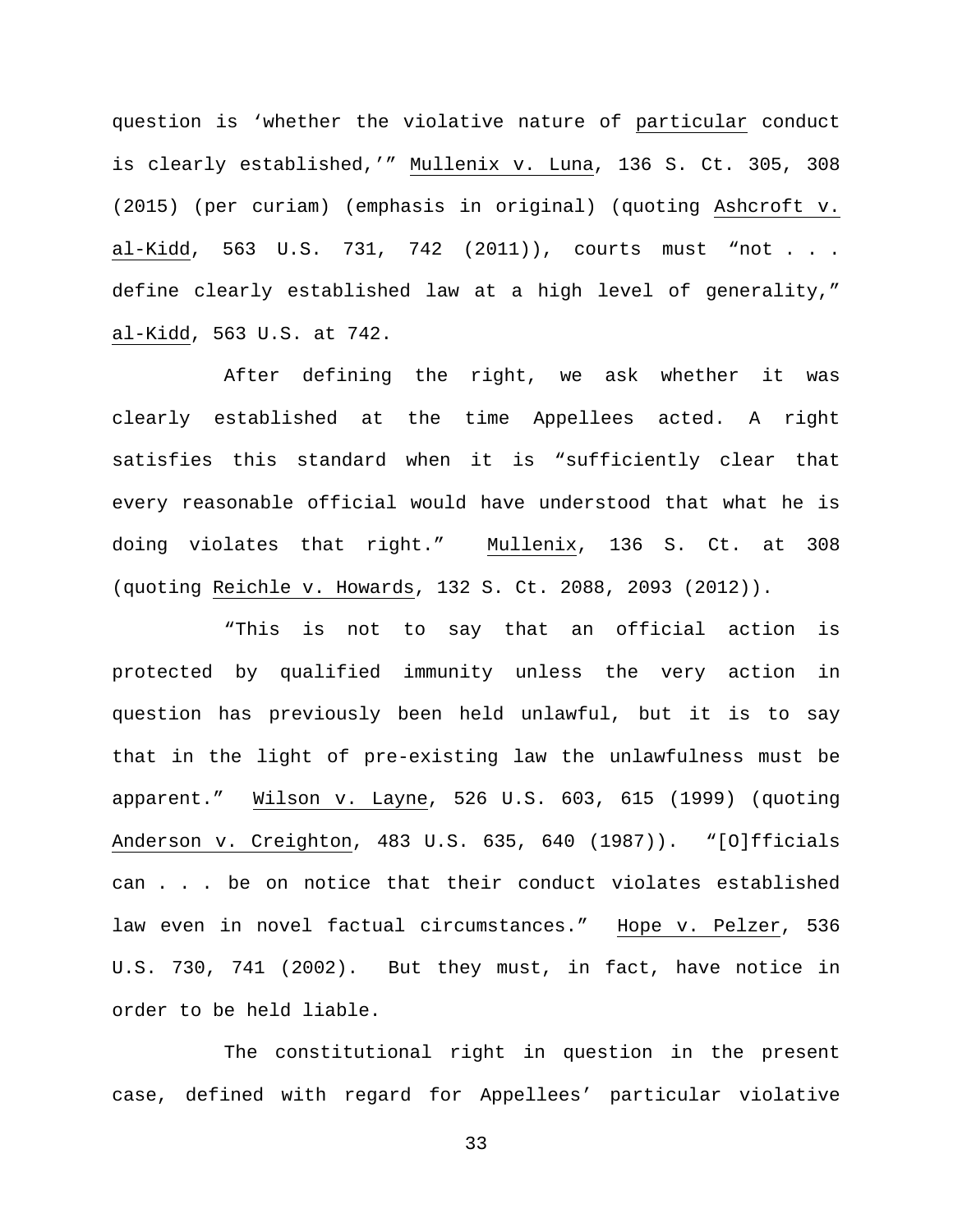question is 'whether the violative nature of _particular_ conduct is clearly established,'" _Mullenix v. Luna_, 136 S. Ct. 305, 308 (2015) (per curiam) (emphasis in original) (quoting _Ashcroft v. al-Kidd_, 563 U.S. 731, 742 (2011)), courts must "not . . . define clearly established law at a high level of generality," _al-Kidd_, 563 U.S. at 742.

After defining the right, we ask whether it was clearly established at the time Appellees acted. A right satisfies this standard when it is "sufficiently clear that every reasonable official would have understood that what he is doing violates that right." _Mullenix_, 136 S. Ct. at 308 (quoting _Reichle v. Howards_, 132 S. Ct. 2088, 2093 (2012)).

"This is not to say that an official action is protected by qualified immunity unless the very action in question has previously been held unlawful, but it is to say that in the light of pre-existing law the unlawfulness must be apparent." _Wilson v. Layne_, 526 U.S. 603, 615 (1999) (quoting _Anderson v. Creighton_, 483 U.S. 635, 640 (1987)). "[O]fficials can . . . be on notice that their conduct violates established law even in novel factual circumstances." _Hope v. Pelzer_, 536 U.S. 730, 741 (2002). But they must, in fact, have notice in order to be held liable.

The constitutional right in question in the present case, defined with regard for Appellees' particular violative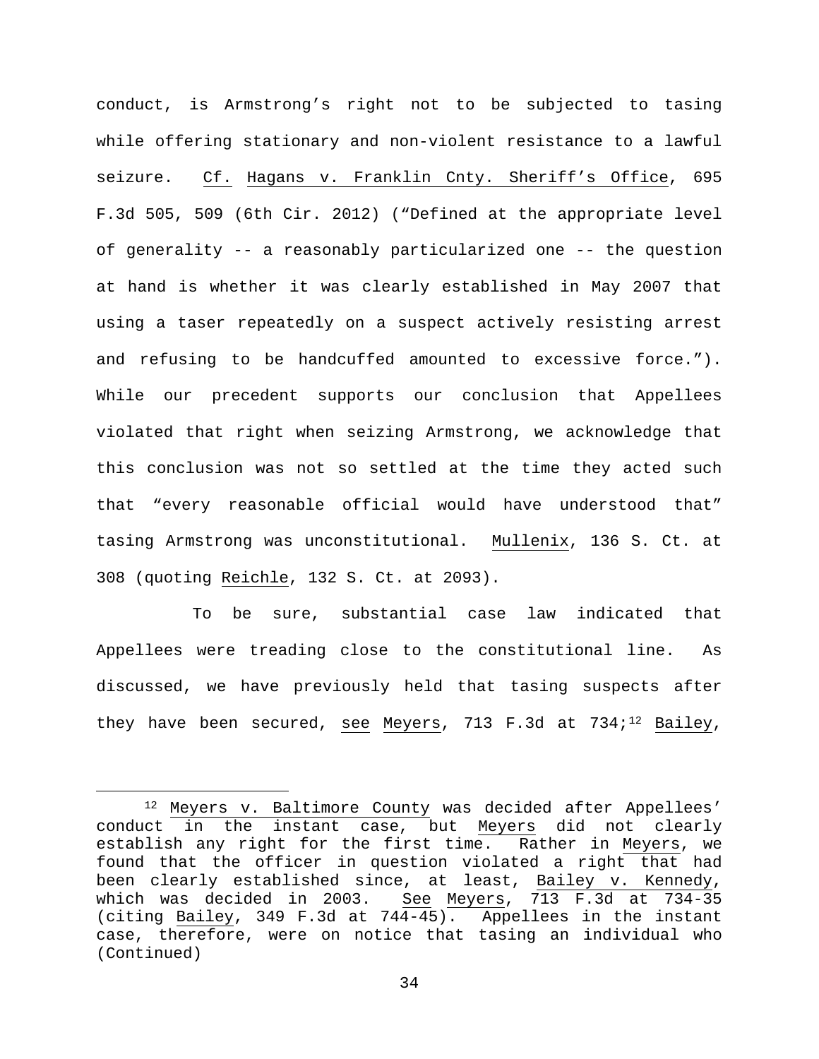conduct, is Armstrong's right not to be subjected to tasing while offering stationary and non-violent resistance to a lawful seizure. Cf. Hagans v. Franklin Cnty. Sheriff's Office, 695 F.3d 505, 509 (6th Cir. 2012) ("Defined at the appropriate level of generality -- a reasonably particularized one -- the question at hand is whether it was clearly established in May 2007 that using a taser repeatedly on a suspect actively resisting arrest and refusing to be handcuffed amounted to excessive force."). While our precedent supports our conclusion that Appellees violated that right when seizing Armstrong, we acknowledge that this conclusion was not so settled at the time they acted such that "every reasonable official would have understood that" tasing Armstrong was unconstitutional. Mullenix, 136 S. Ct. at 308 (quoting Reichle, 132 S. Ct. at 2093).

To be sure, substantial case law indicated that Appellees were treading close to the constitutional line. As discussed, we have previously held that tasing suspects after they have been secured, see Meyers, 713 F.3d at 734;[12] Bailey,

[12] Meyers v. Baltimore County was decided after Appellees' conduct in the instant case, but Meyers did not clearly establish any right for the first time. Rather in Meyers, we found that the officer in question violated a right that had been clearly established since, at least, Bailey v. Kennedy, which was decided in 2003. See Meyers, 713 F.3d at 734-35 (citing Bailey, 349 F.3d at 744-45). Appellees in the instant case, therefore, were on notice that tasing an individual who (Continued)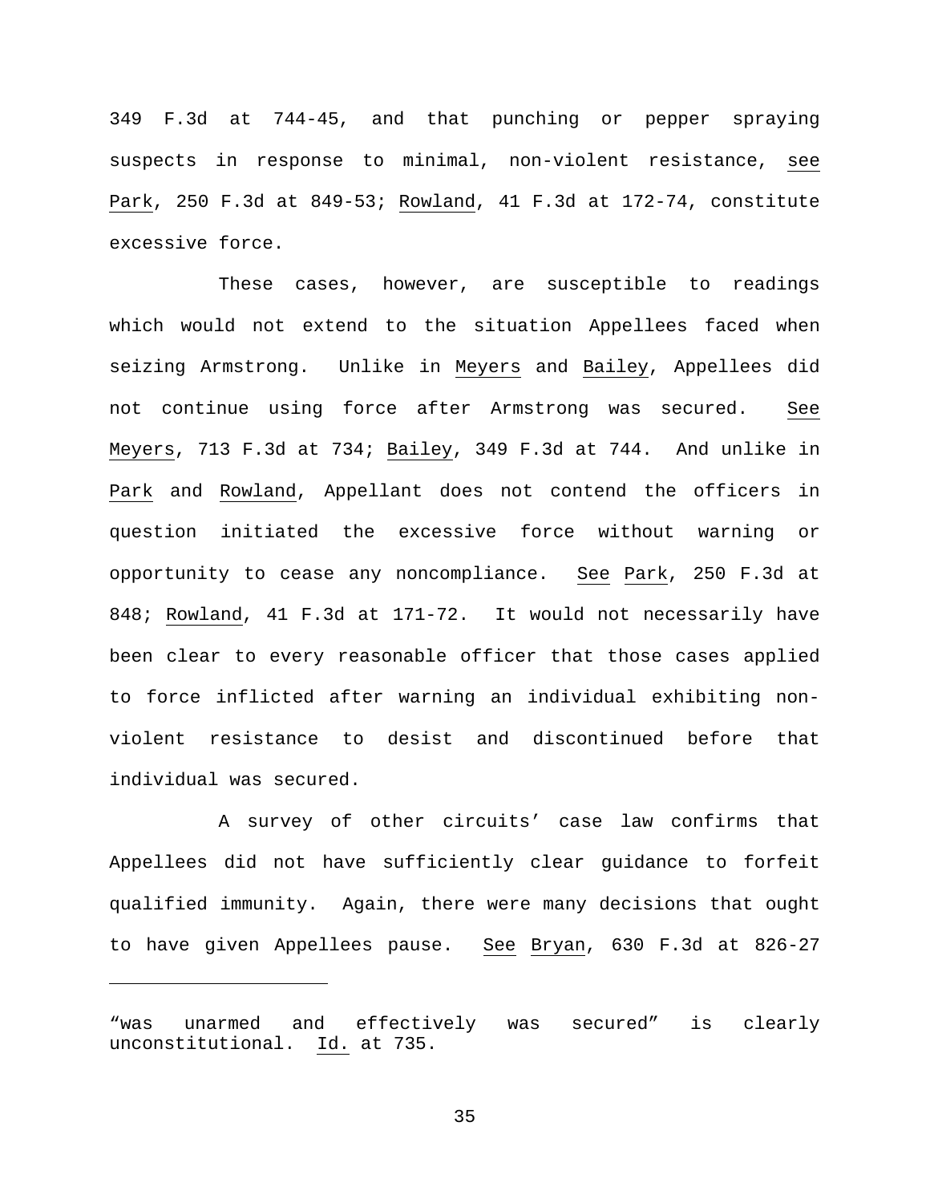349 F.3d at 744-45, and that punching or pepper spraying suspects in response to minimal, non-violent resistance, see Park, 250 F.3d at 849-53; Rowland, 41 F.3d at 172-74, constitute excessive force.

These cases, however, are susceptible to readings which would not extend to the situation Appellees faced when seizing Armstrong. Unlike in Meyers and Bailey, Appellees did not continue using force after Armstrong was secured. See Meyers, 713 F.3d at 734; Bailey, 349 F.3d at 744. And unlike in Park and Rowland, Appellant does not contend the officers in question initiated the excessive force without warning or opportunity to cease any noncompliance. See Park, 250 F.3d at 848; Rowland, 41 F.3d at 171-72. It would not necessarily have been clear to every reasonable officer that those cases applied to force inflicted after warning an individual exhibiting non-violent resistance to desist and discontinued before that individual was secured.

A survey of other circuits' case law confirms that Appellees did not have sufficiently clear guidance to forfeit qualified immunity. Again, there were many decisions that ought to have given Appellees pause. See Bryan, 630 F.3d at 826-27

---

"was unarmed and effectively was secured" is clearly unconstitutional. Id. at 735.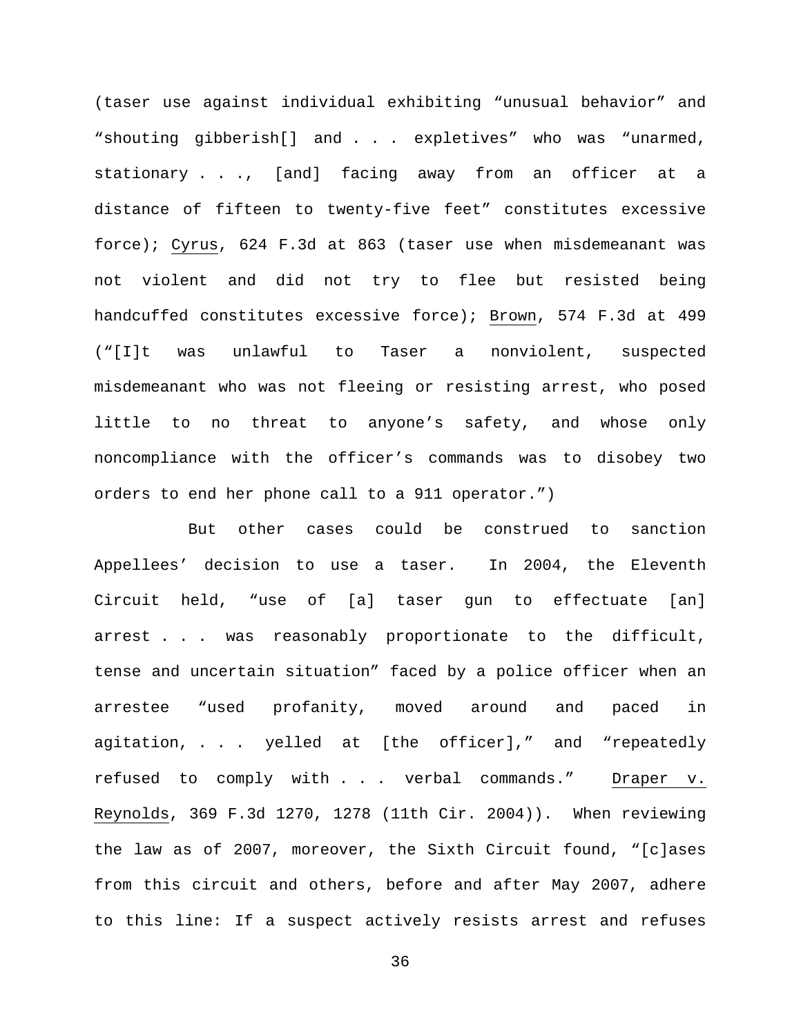(taser use against individual exhibiting "unusual behavior" and "shouting gibberish[] and . . . expletives" who was "unarmed, stationary . . ., [and] facing away from an officer at a distance of fifteen to twenty-five feet" constitutes excessive force); Cyrus, 624 F.3d at 863 (taser use when misdemeanant was not violent and did not try to flee but resisted being handcuffed constitutes excessive force); Brown, 574 F.3d at 499 ("[I]t was unlawful to Taser a nonviolent, suspected misdemeanant who was not fleeing or resisting arrest, who posed little to no threat to anyone's safety, and whose only noncompliance with the officer's commands was to disobey two orders to end her phone call to a 911 operator.")

But other cases could be construed to sanction Appellees' decision to use a taser. In 2004, the Eleventh Circuit held, "use of [a] taser gun to effectuate [an] arrest . . . was reasonably proportionate to the difficult, tense and uncertain situation" faced by a police officer when an arrestee "used profanity, moved around and paced in agitation, . . . yelled at [the officer]," and "repeatedly refused to comply with . . . verbal commands." Draper v. Reynolds, 369 F.3d 1270, 1278 (11th Cir. 2004)). When reviewing the law as of 2007, moreover, the Sixth Circuit found, "[c]ases from this circuit and others, before and after May 2007, adhere to this line: If a suspect actively resists arrest and refuses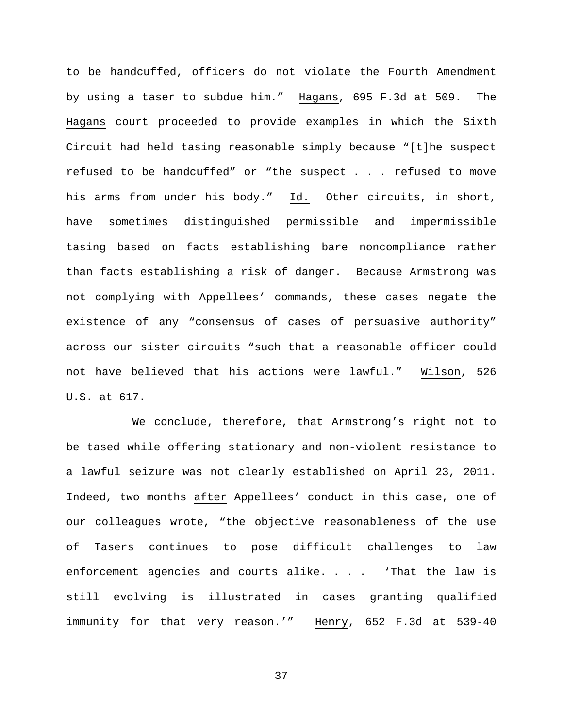to be handcuffed, officers do not violate the Fourth Amendment by using a taser to subdue him." Hagans, 695 F.3d at 509. The Hagans court proceeded to provide examples in which the Sixth Circuit had held tasing reasonable simply because "[t]he suspect refused to be handcuffed" or "the suspect . . . refused to move his arms from under his body." Id. Other circuits, in short, have sometimes distinguished permissible and impermissible tasing based on facts establishing bare noncompliance rather than facts establishing a risk of danger. Because Armstrong was not complying with Appellees' commands, these cases negate the existence of any "consensus of cases of persuasive authority" across our sister circuits "such that a reasonable officer could not have believed that his actions were lawful." Wilson, 526 U.S. at 617.

We conclude, therefore, that Armstrong's right not to be tased while offering stationary and non-violent resistance to a lawful seizure was not clearly established on April 23, 2011. Indeed, two months after Appellees' conduct in this case, one of our colleagues wrote, "the objective reasonableness of the use of Tasers continues to pose difficult challenges to law enforcement agencies and courts alike. . . . 'That the law is still evolving is illustrated in cases granting qualified immunity for that very reason.'" Henry, 652 F.3d at 539-40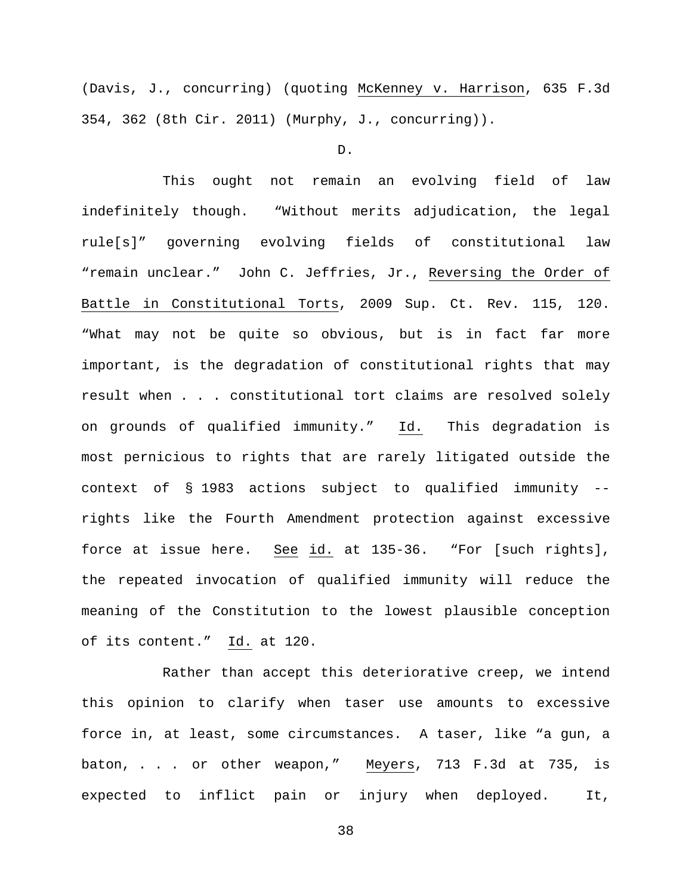(Davis, J., concurring) (quoting McKenney v. Harrison, 635 F.3d 354, 362 (8th Cir. 2011) (Murphy, J., concurring)).

D.

This ought not remain an evolving field of law indefinitely though. "Without merits adjudication, the legal rule[s]" governing evolving fields of constitutional law "remain unclear." John C. Jeffries, Jr., Reversing the Order of Battle in Constitutional Torts, 2009 Sup. Ct. Rev. 115, 120. "What may not be quite so obvious, but is in fact far more important, is the degradation of constitutional rights that may result when . . . constitutional tort claims are resolved solely on grounds of qualified immunity." Id. This degradation is most pernicious to rights that are rarely litigated outside the context of § 1983 actions subject to qualified immunity -- rights like the Fourth Amendment protection against excessive force at issue here. See id. at 135-36. "For [such rights], the repeated invocation of qualified immunity will reduce the meaning of the Constitution to the lowest plausible conception of its content." Id. at 120.

Rather than accept this deteriorative creep, we intend this opinion to clarify when taser use amounts to excessive force in, at least, some circumstances. A taser, like "a gun, a baton, . . . or other weapon," Meyers, 713 F.3d at 735, is expected to inflict pain or injury when deployed. It,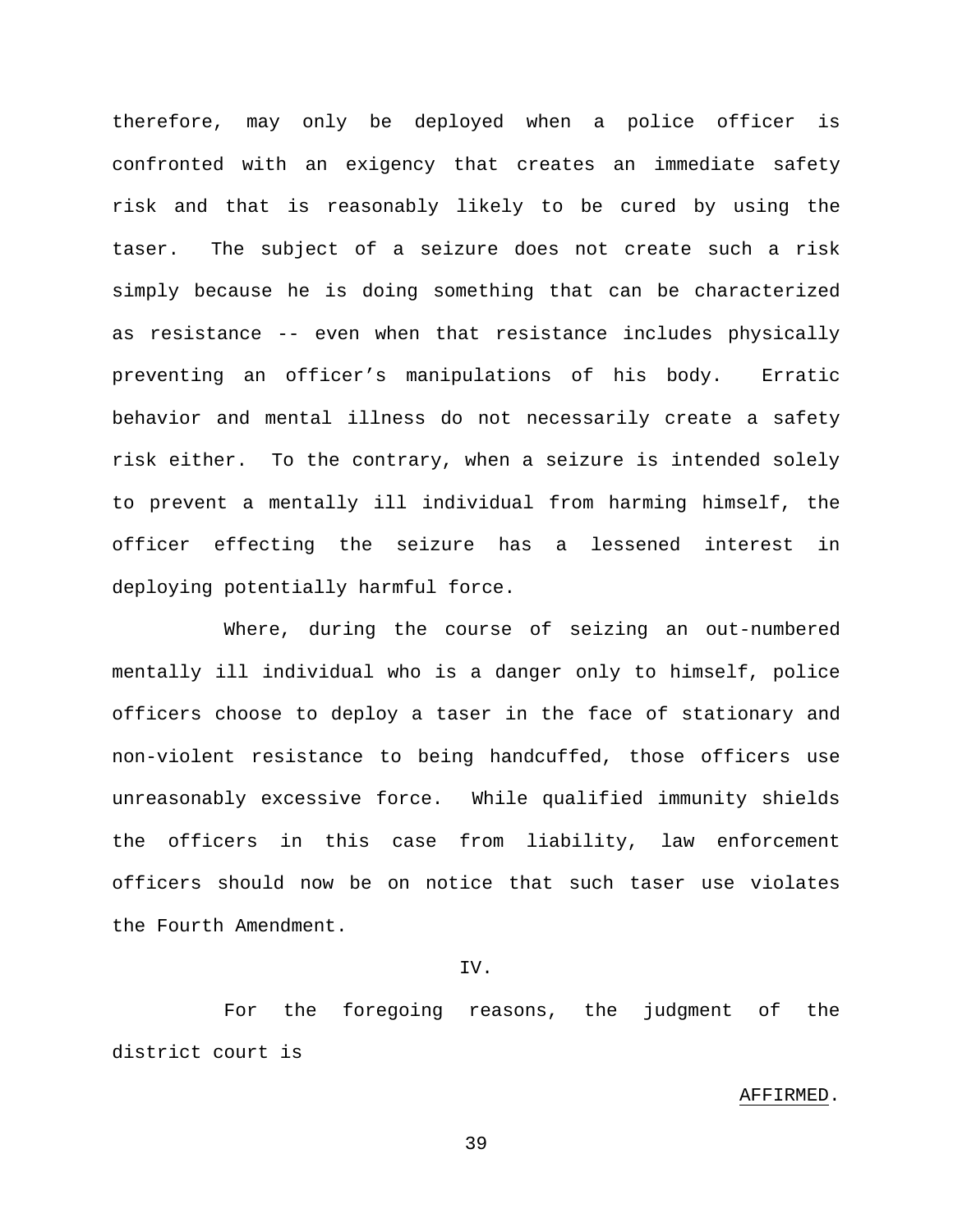therefore, may only be deployed when a police officer is confronted with an exigency that creates an immediate safety risk and that is reasonably likely to be cured by using the taser. The subject of a seizure does not create such a risk simply because he is doing something that can be characterized as resistance -- even when that resistance includes physically preventing an officer's manipulations of his body. Erratic behavior and mental illness do not necessarily create a safety risk either. To the contrary, when a seizure is intended solely to prevent a mentally ill individual from harming himself, the officer effecting the seizure has a lessened interest in deploying potentially harmful force.

Where, during the course of seizing an out-numbered mentally ill individual who is a danger only to himself, police officers choose to deploy a taser in the face of stationary and non-violent resistance to being handcuffed, those officers use unreasonably excessive force. While qualified immunity shields the officers in this case from liability, law enforcement officers should now be on notice that such taser use violates the Fourth Amendment.

IV.

For the foregoing reasons, the judgment of the district court is

AFFIRMED.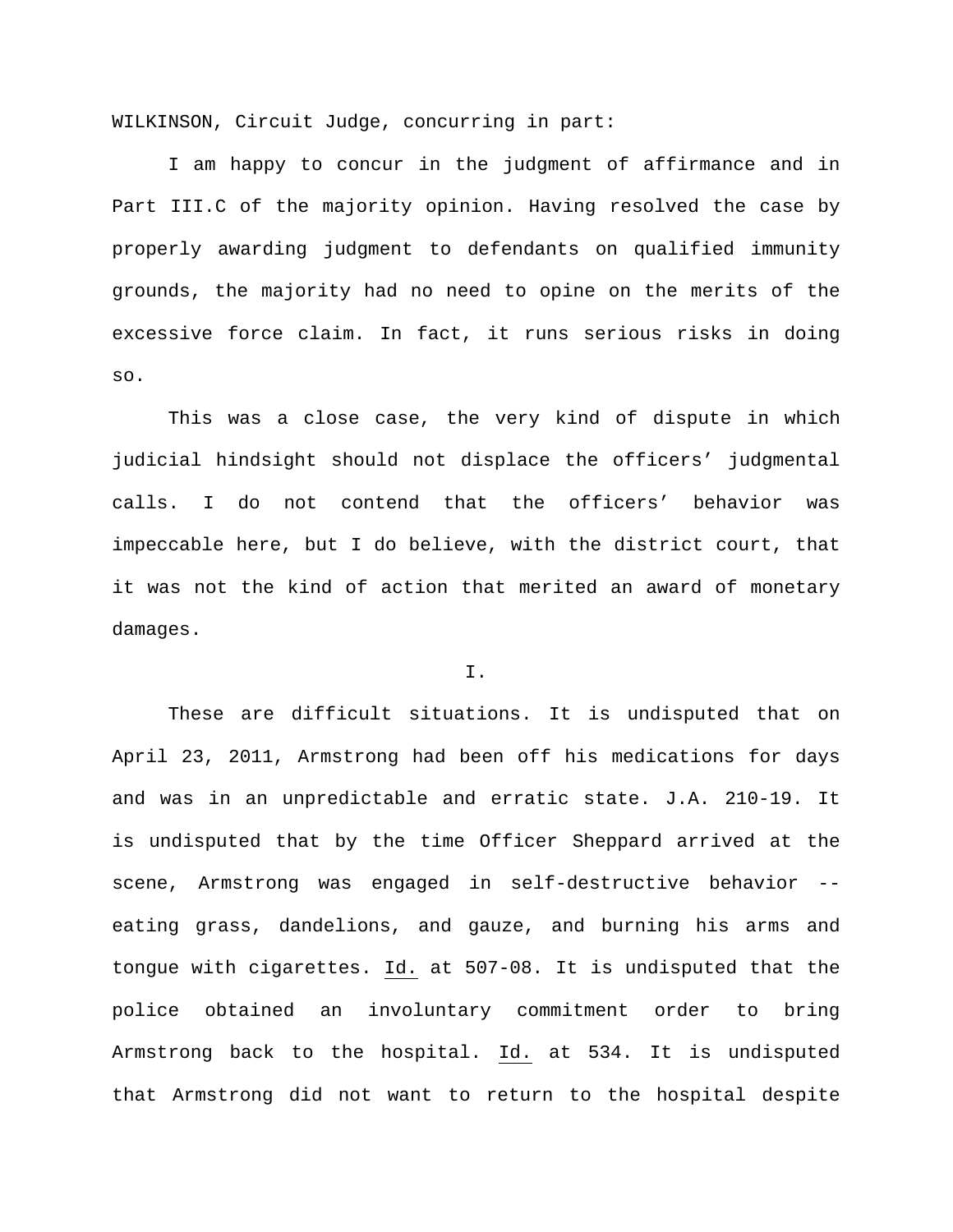WILKINSON, Circuit Judge, concurring in part:

I am happy to concur in the judgment of affirmance and in Part III.C of the majority opinion. Having resolved the case by properly awarding judgment to defendants on qualified immunity grounds, the majority had no need to opine on the merits of the excessive force claim. In fact, it runs serious risks in doing so.

This was a close case, the very kind of dispute in which judicial hindsight should not displace the officers' judgmental calls. I do not contend that the officers' behavior was impeccable here, but I do believe, with the district court, that it was not the kind of action that merited an award of monetary damages.

I.

These are difficult situations. It is undisputed that on April 23, 2011, Armstrong had been off his medications for days and was in an unpredictable and erratic state. J.A. 210-19. It is undisputed that by the time Officer Sheppard arrived at the scene, Armstrong was engaged in self-destructive behavior -- eating grass, dandelions, and gauze, and burning his arms and tongue with cigarettes. Id. at 507-08. It is undisputed that the police obtained an involuntary commitment order to bring Armstrong back to the hospital. Id. at 534. It is undisputed that Armstrong did not want to return to the hospital despite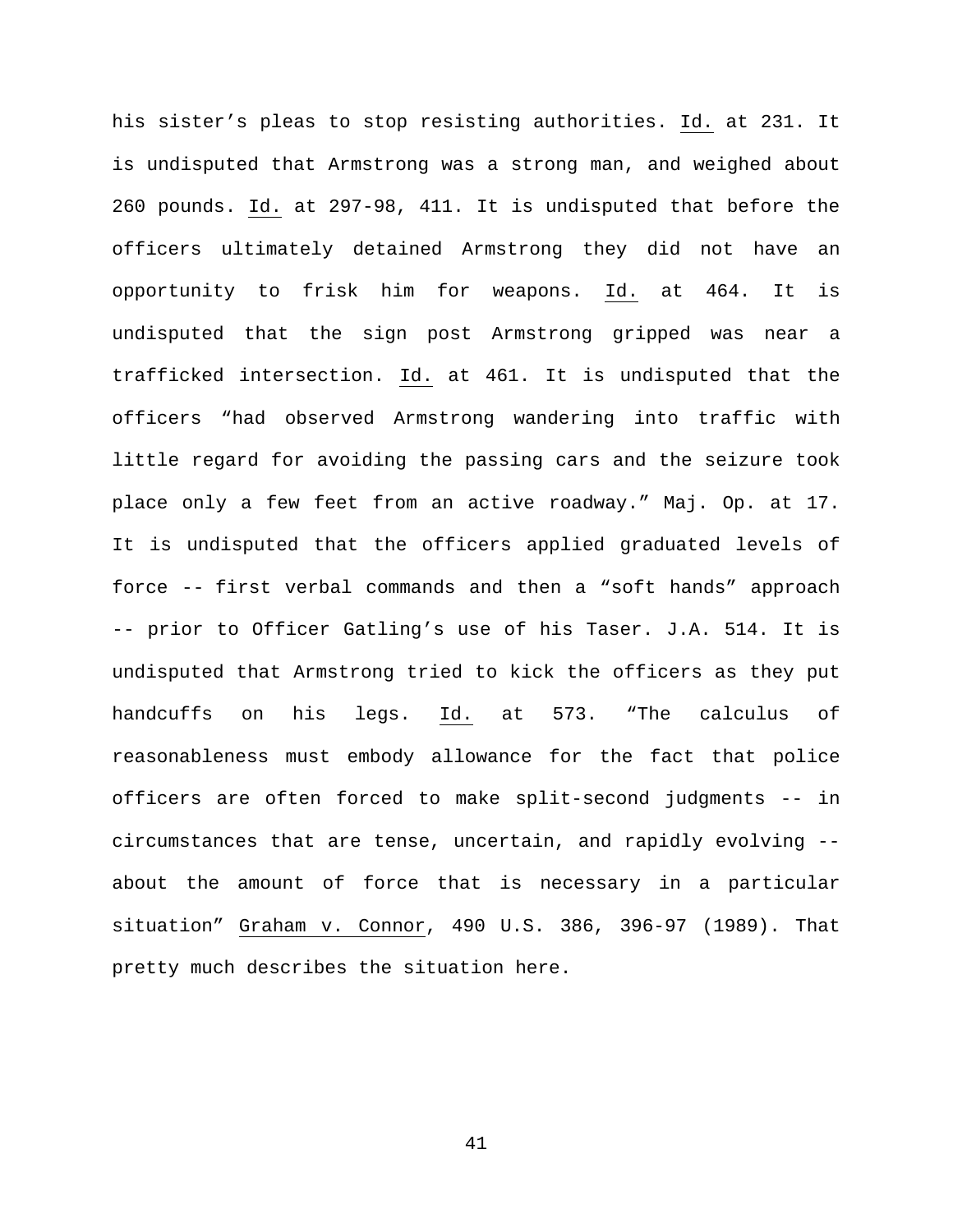his sister's pleas to stop resisting authorities. Id. at 231. It is undisputed that Armstrong was a strong man, and weighed about 260 pounds. Id. at 297-98, 411. It is undisputed that before the officers ultimately detained Armstrong they did not have an opportunity to frisk him for weapons. Id. at 464. It is undisputed that the sign post Armstrong gripped was near a trafficked intersection. Id. at 461. It is undisputed that the officers "had observed Armstrong wandering into traffic with little regard for avoiding the passing cars and the seizure took place only a few feet from an active roadway." Maj. Op. at 17. It is undisputed that the officers applied graduated levels of force -- first verbal commands and then a "soft hands" approach -- prior to Officer Gatling's use of his Taser. J.A. 514. It is undisputed that Armstrong tried to kick the officers as they put handcuffs on his legs. Id. at 573. "The calculus of reasonableness must embody allowance for the fact that police officers are often forced to make split-second judgments -- in circumstances that are tense, uncertain, and rapidly evolving -- about the amount of force that is necessary in a particular situation" Graham v. Connor, 490 U.S. 386, 396-97 (1989). That pretty much describes the situation here.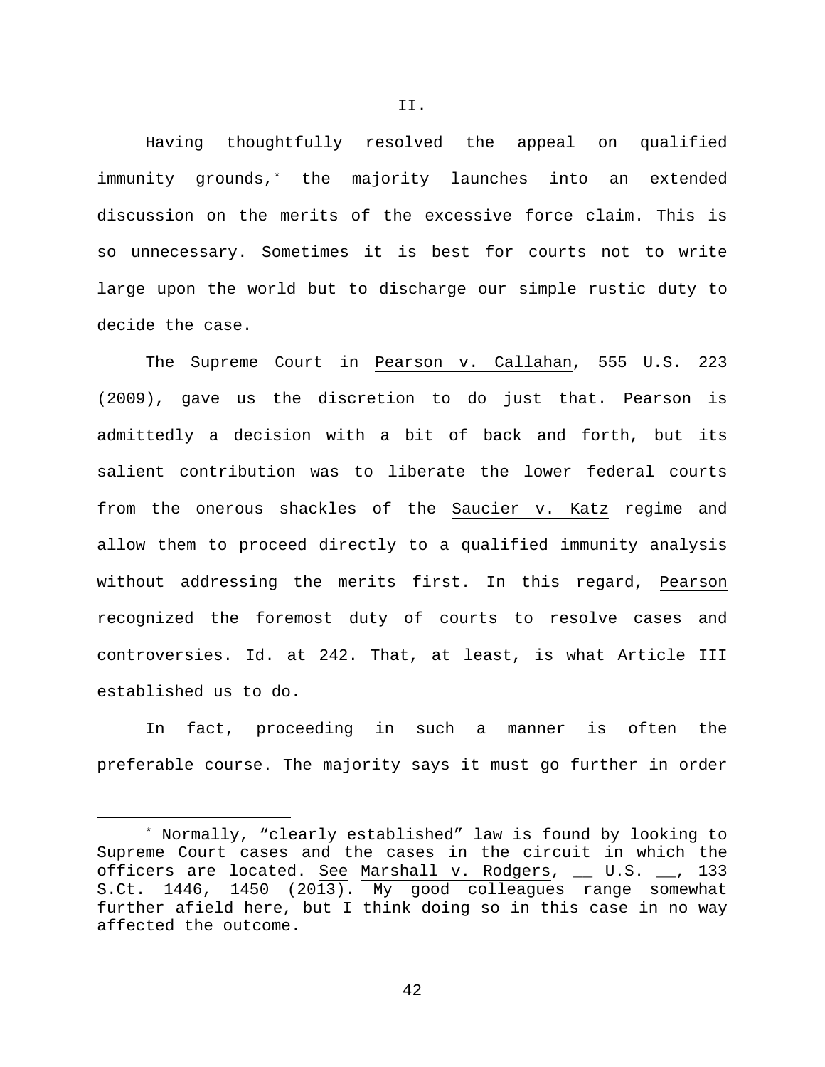II.

Having thoughtfully resolved the appeal on qualified immunity grounds,[*] the majority launches into an extended discussion on the merits of the excessive force claim. This is so unnecessary. Sometimes it is best for courts not to write large upon the world but to discharge our simple rustic duty to decide the case.

The Supreme Court in Pearson v. Callahan, 555 U.S. 223 (2009), gave us the discretion to do just that. Pearson is admittedly a decision with a bit of back and forth, but its salient contribution was to liberate the lower federal courts from the onerous shackles of the Saucier v. Katz regime and allow them to proceed directly to a qualified immunity analysis without addressing the merits first. In this regard, Pearson recognized the foremost duty of courts to resolve cases and controversies. Id. at 242. That, at least, is what Article III established us to do.

In fact, proceeding in such a manner is often the preferable course. The majority says it must go further in order

---

[*] Normally, "clearly established" law is found by looking to Supreme Court cases and the cases in the circuit in which the officers are located. See Marshall v. Rodgers, __ U.S. __, 133 S.Ct. 1446, 1450 (2013). My good colleagues range somewhat further afield here, but I think doing so in this case in no way affected the outcome.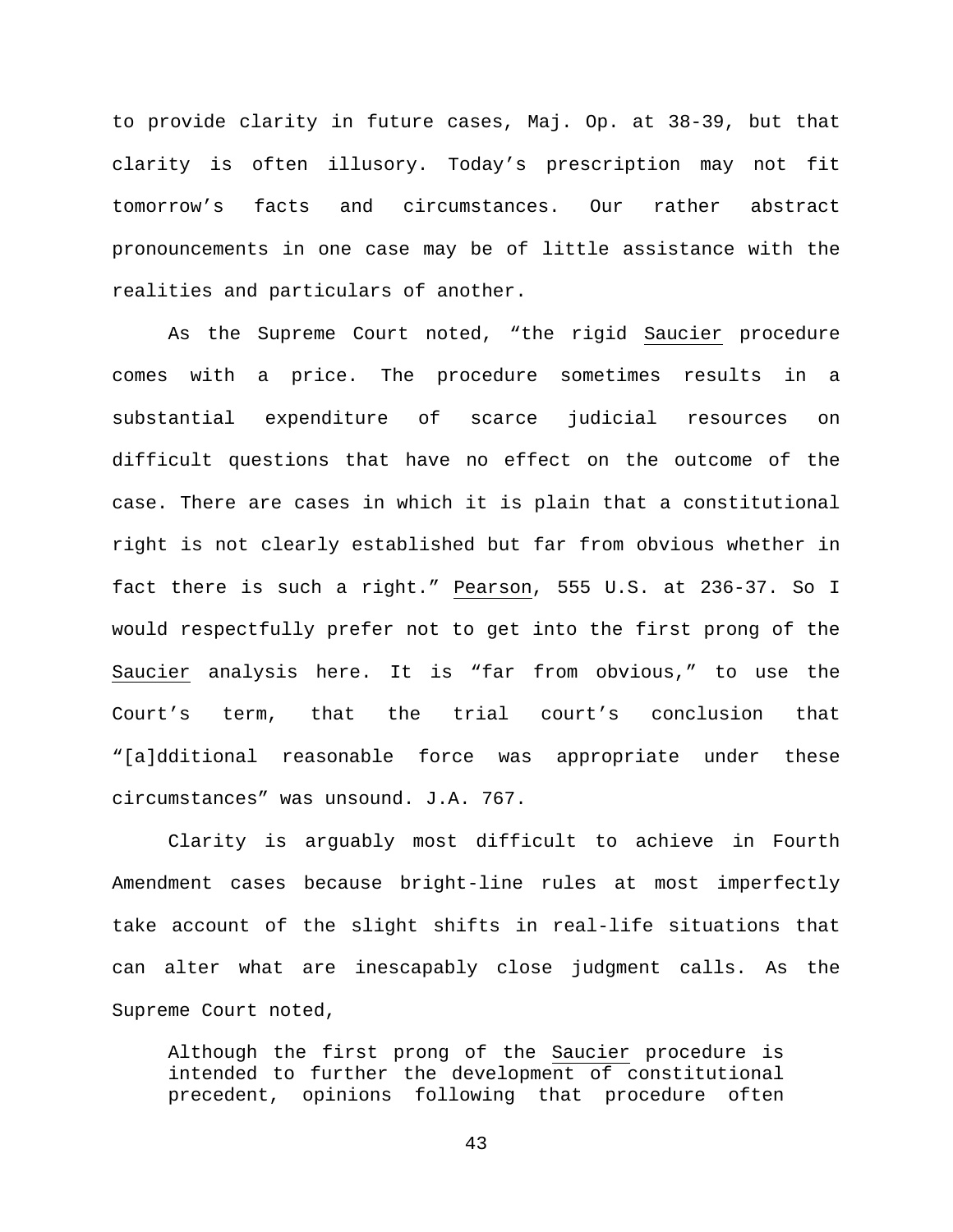to provide clarity in future cases, Maj. Op. at 38-39, but that clarity is often illusory. Today's prescription may not fit tomorrow's facts and circumstances. Our rather abstract pronouncements in one case may be of little assistance with the realities and particulars of another.

As the Supreme Court noted, "the rigid Saucier procedure comes with a price. The procedure sometimes results in a substantial expenditure of scarce judicial resources on difficult questions that have no effect on the outcome of the case. There are cases in which it is plain that a constitutional right is not clearly established but far from obvious whether in fact there is such a right." Pearson, 555 U.S. at 236-37. So I would respectfully prefer not to get into the first prong of the Saucier analysis here. It is "far from obvious," to use the Court's term, that the trial court's conclusion that "[a]dditional reasonable force was appropriate under these circumstances" was unsound. J.A. 767.

Clarity is arguably most difficult to achieve in Fourth Amendment cases because bright-line rules at most imperfectly take account of the slight shifts in real-life situations that can alter what are inescapably close judgment calls. As the Supreme Court noted,

> Although the first prong of the Saucier procedure is intended to further the development of constitutional precedent, opinions following that procedure often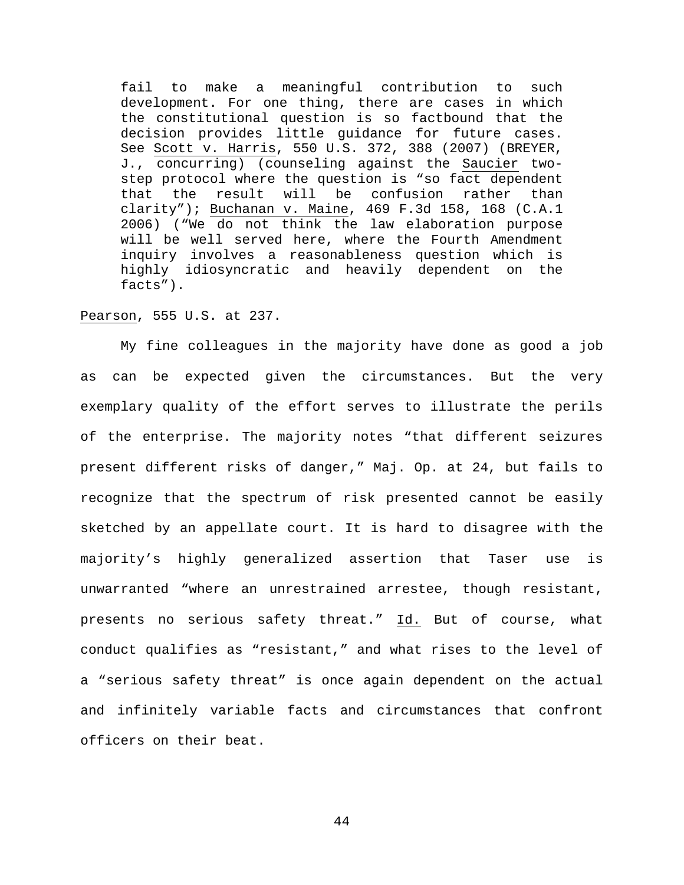> fail to make a meaningful contribution to such development. For one thing, there are cases in which the constitutional question is so factbound that the decision provides little guidance for future cases. See Scott v. Harris, 550 U.S. 372, 388 (2007) (BREYER, J., concurring) (counseling against the Saucier two-step protocol where the question is "so fact dependent that the result will be confusion rather than clarity"); Buchanan v. Maine, 469 F.3d 158, 168 (C.A.1 2006) ("We do not think the law elaboration purpose will be well served here, where the Fourth Amendment inquiry involves a reasonableness question which is highly idiosyncratic and heavily dependent on the facts").

Pearson, 555 U.S. at 237.

My fine colleagues in the majority have done as good a job as can be expected given the circumstances. But the very exemplary quality of the effort serves to illustrate the perils of the enterprise. The majority notes "that different seizures present different risks of danger," Maj. Op. at 24, but fails to recognize that the spectrum of risk presented cannot be easily sketched by an appellate court. It is hard to disagree with the majority's highly generalized assertion that Taser use is unwarranted "where an unrestrained arrestee, though resistant, presents no serious safety threat." Id. But of course, what conduct qualifies as "resistant," and what rises to the level of a "serious safety threat" is once again dependent on the actual and infinitely variable facts and circumstances that confront officers on their beat.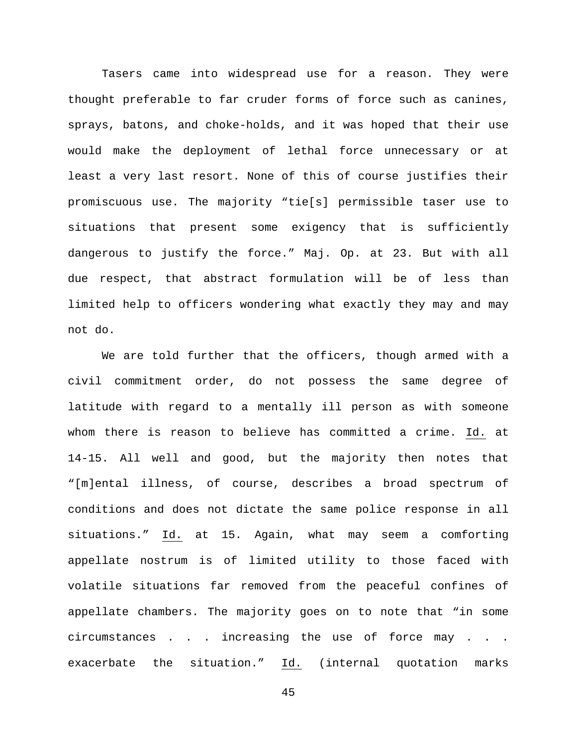Tasers came into widespread use for a reason. They were thought preferable to far cruder forms of force such as canines, sprays, batons, and choke-holds, and it was hoped that their use would make the deployment of lethal force unnecessary or at least a very last resort. None of this of course justifies their promiscuous use. The majority "tie[s] permissible taser use to situations that present some exigency that is sufficiently dangerous to justify the force." Maj. Op. at 23. But with all due respect, that abstract formulation will be of less than limited help to officers wondering what exactly they may and may not do.

We are told further that the officers, though armed with a civil commitment order, do not possess the same degree of latitude with regard to a mentally ill person as with someone whom there is reason to believe has committed a crime. Id. at 14-15. All well and good, but the majority then notes that "[m]ental illness, of course, describes a broad spectrum of conditions and does not dictate the same police response in all situations." Id. at 15. Again, what may seem a comforting appellate nostrum is of limited utility to those faced with volatile situations far removed from the peaceful confines of appellate chambers. The majority goes on to note that "in some circumstances . . . increasing the use of force may . . . exacerbate the situation." Id. (internal quotation marks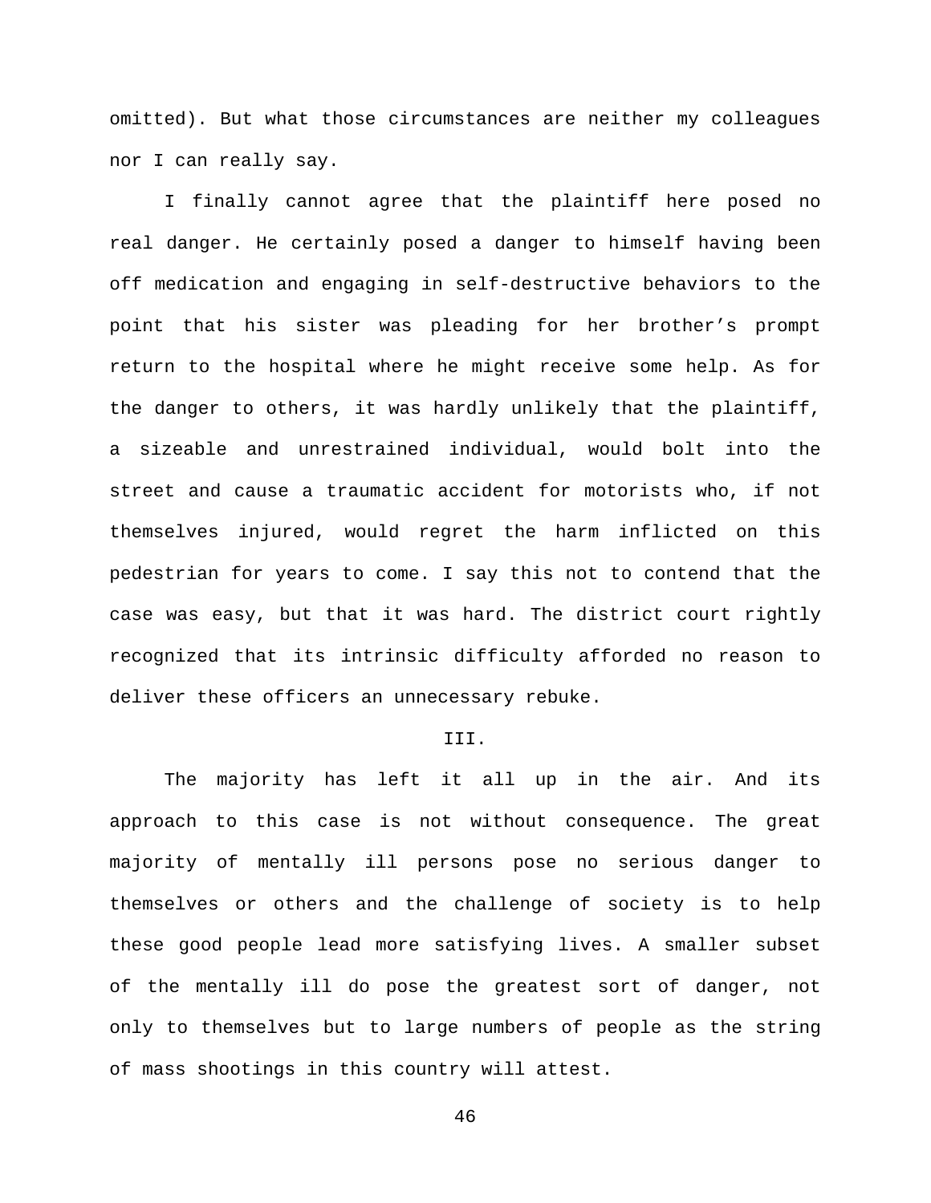omitted). But what those circumstances are neither my colleagues nor I can really say.

I finally cannot agree that the plaintiff here posed no real danger. He certainly posed a danger to himself having been off medication and engaging in self-destructive behaviors to the point that his sister was pleading for her brother's prompt return to the hospital where he might receive some help. As for the danger to others, it was hardly unlikely that the plaintiff, a sizeable and unrestrained individual, would bolt into the street and cause a traumatic accident for motorists who, if not themselves injured, would regret the harm inflicted on this pedestrian for years to come. I say this not to contend that the case was easy, but that it was hard. The district court rightly recognized that its intrinsic difficulty afforded no reason to deliver these officers an unnecessary rebuke.

## III.

The majority has left it all up in the air. And its approach to this case is not without consequence. The great majority of mentally ill persons pose no serious danger to themselves or others and the challenge of society is to help these good people lead more satisfying lives. A smaller subset of the mentally ill do pose the greatest sort of danger, not only to themselves but to large numbers of people as the string of mass shootings in this country will attest.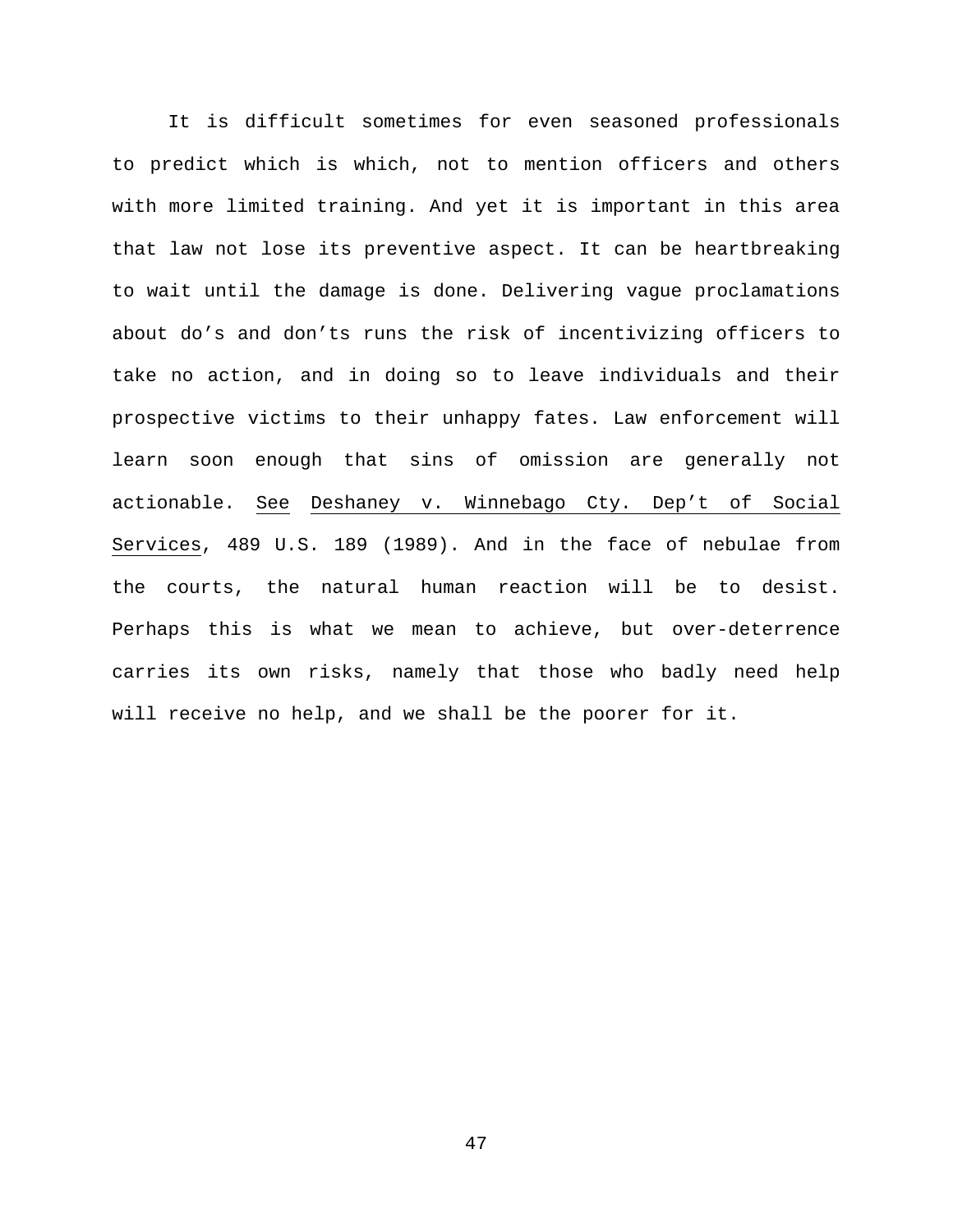It is difficult sometimes for even seasoned professionals to predict which is which, not to mention officers and others with more limited training. And yet it is important in this area that law not lose its preventive aspect. It can be heartbreaking to wait until the damage is done. Delivering vague proclamations about do's and don'ts runs the risk of incentivizing officers to take no action, and in doing so to leave individuals and their prospective victims to their unhappy fates. Law enforcement will learn soon enough that sins of omission are generally not actionable. <u>See</u> <u>Deshaney v. Winnebago Cty. Dep't of Social Services</u>, 489 U.S. 189 (1989). And in the face of nebulae from the courts, the natural human reaction will be to desist. Perhaps this is what we mean to achieve, but over-deterrence carries its own risks, namely that those who badly need help will receive no help, and we shall be the poorer for it.